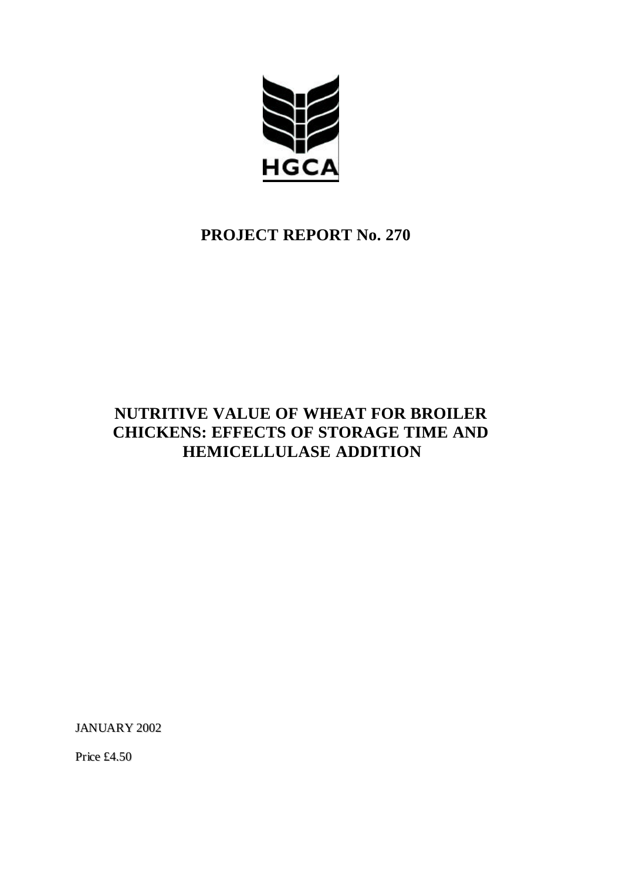HGCA

# PROJECT REPORT No. 270

# NUTRITIVE VALUE OF WHEAT FOR BROILER CHICKENS: EFFECTS OF STORAGE TIME AND HEMICELLULASE ADDITION

JANUARY 2002

Price £4.50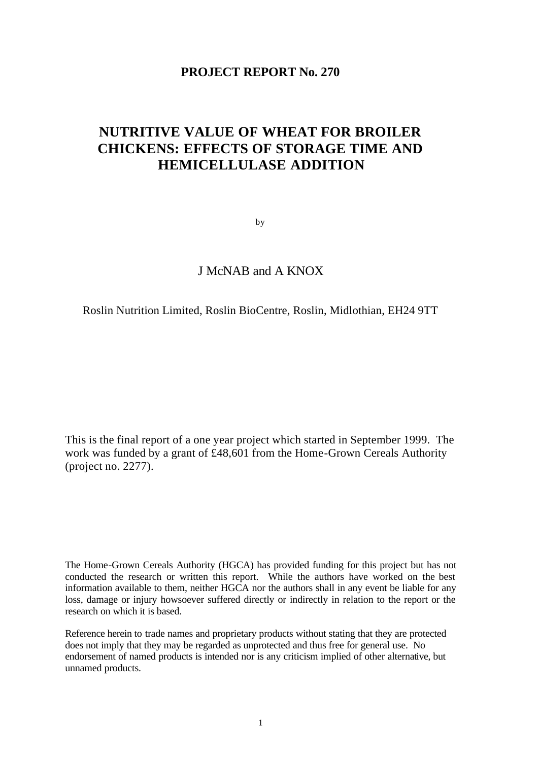**PROJECT REPORT No. 270**

# NUTRITIVE VALUE OF WHEAT FOR BROILER CHICKENS: EFFECTS OF STORAGE TIME AND HEMICELLULASE ADDITION

by

J McNAB and A KNOX

Roslin Nutrition Limited, Roslin BioCentre, Roslin, Midlothian, EH24 9TT

This is the final report of a one year project which started in September 1999. The work was funded by a grant of £48,601 from the Home-Grown Cereals Authority (project no. 2277).

The Home-Grown Cereals Authority (HGCA) has provided funding for this project but has not conducted the research or written this report. While the authors have worked on the best information available to them, neither HGCA nor the authors shall in any event be liable for any loss, damage or injury howsoever suffered directly or indirectly in relation to the report or the research on which it is based.

Reference herein to trade names and proprietary products without stating that they are protected does not imply that they may be regarded as unprotected and thus free for general use. No endorsement of named products is intended nor is any criticism implied of other alternative, but unnamed products.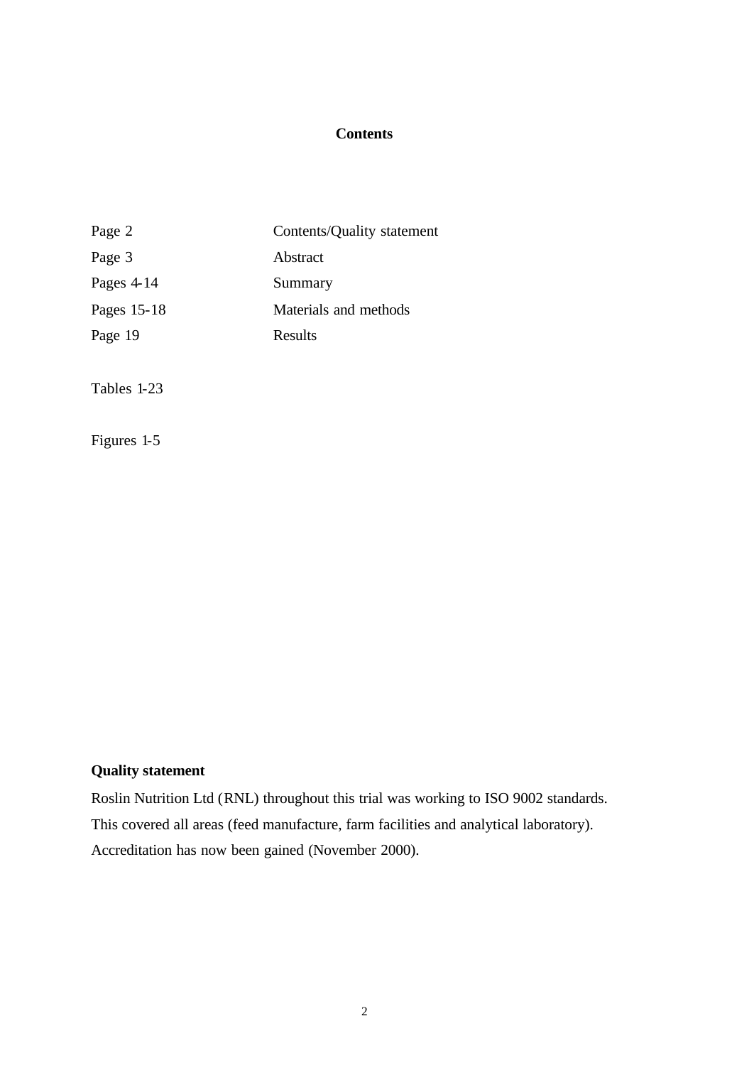# Contents

| | |
|---|---|
| Page 2 | Contents/Quality statement |
| Page 3 | Abstract |
| Pages 4-14 | Summary |
| Pages 15-18 | Materials and methods |
| Page 19 | Results |

Tables 1-23

Figures 1-5

**Quality statement**

Roslin Nutrition Ltd (RNL) throughout this trial was working to ISO 9002 standards. This covered all areas (feed manufacture, farm facilities and analytical laboratory). Accreditation has now been gained (November 2000).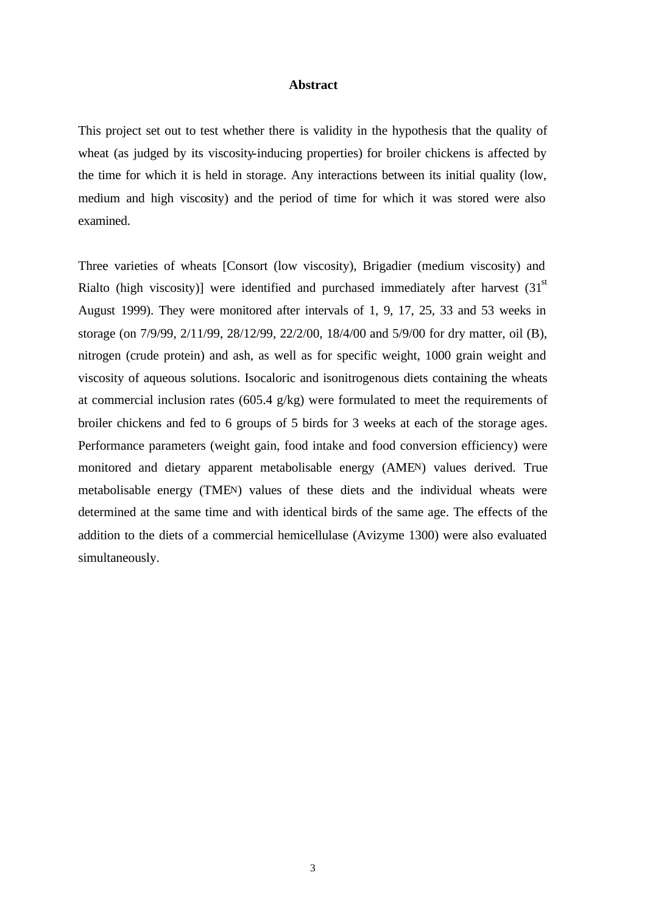**Abstract**

This project set out to test whether there is validity in the hypothesis that the quality of wheat (as judged by its viscosity-inducing properties) for broiler chickens is affected by the time for which it is held in storage. Any interactions between its initial quality (low, medium and high viscosity) and the period of time for which it was stored were also examined.

Three varieties of wheats [Consort (low viscosity), Brigadier (medium viscosity) and Rialto (high viscosity)] were identified and purchased immediately after harvest (31$^{st}$ August 1999). They were monitored after intervals of 1, 9, 17, 25, 33 and 53 weeks in storage (on 7/9/99, 2/11/99, 28/12/99, 22/2/00, 18/4/00 and 5/9/00 for dry matter, oil (B), nitrogen (crude protein) and ash, as well as for specific weight, 1000 grain weight and viscosity of aqueous solutions. Isocaloric and isonitrogenous diets containing the wheats at commercial inclusion rates (605.4 g/kg) were formulated to meet the requirements of broiler chickens and fed to 6 groups of 5 birds for 3 weeks at each of the storage ages. Performance parameters (weight gain, food intake and food conversion efficiency) were monitored and dietary apparent metabolisable energy ($AME_N$) values derived. True metabolisable energy ($TME_N$) values of these diets and the individual wheats were determined at the same time and with identical birds of the same age. The effects of the addition to the diets of a commercial hemicellulase (Avizyme 1300) were also evaluated simultaneously.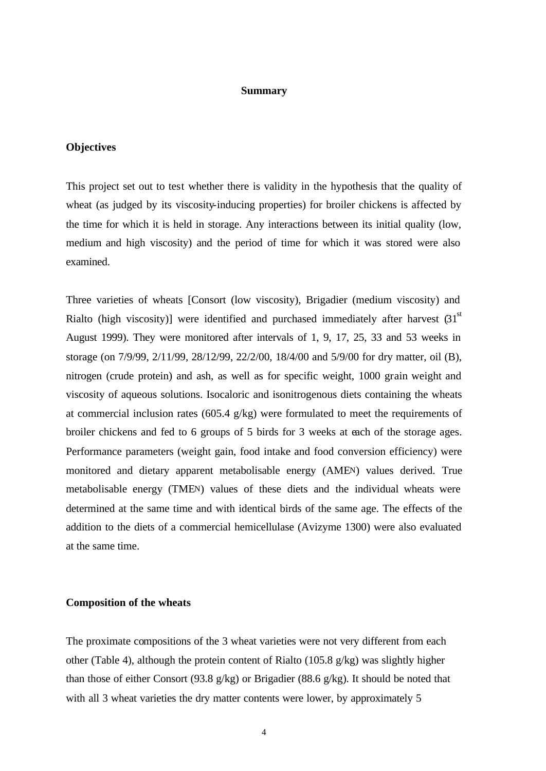## Summary

### Objectives

This project set out to test whether there is validity in the hypothesis that the quality of wheat (as judged by its viscosity-inducing properties) for broiler chickens is affected by the time for which it is held in storage. Any interactions between its initial quality (low, medium and high viscosity) and the period of time for which it was stored were also examined.

Three varieties of wheats [Consort (low viscosity), Brigadier (medium viscosity) and Rialto (high viscosity)] were identified and purchased immediately after harvest (31st August 1999). They were monitored after intervals of 1, 9, 17, 25, 33 and 53 weeks in storage (on 7/9/99, 2/11/99, 28/12/99, 22/2/00, 18/4/00 and 5/9/00 for dry matter, oil (B), nitrogen (crude protein) and ash, as well as for specific weight, 1000 grain weight and viscosity of aqueous solutions. Isocaloric and isonitrogenous diets containing the wheats at commercial inclusion rates (605.4 g/kg) were formulated to meet the requirements of broiler chickens and fed to 6 groups of 5 birds for 3 weeks at each of the storage ages. Performance parameters (weight gain, food intake and food conversion efficiency) were monitored and dietary apparent metabolisable energy ($AME_N$) values derived. True metabolisable energy ($TME_N$) values of these diets and the individual wheats were determined at the same time and with identical birds of the same age. The effects of the addition to the diets of a commercial hemicellulase (Avizyme 1300) were also evaluated at the same time.

### Composition of the wheats

The proximate compositions of the 3 wheat varieties were not very different from each other (Table 4), although the protein content of Rialto (105.8 g/kg) was slightly higher than those of either Consort (93.8 g/kg) or Brigadier (88.6 g/kg). It should be noted that with all 3 wheat varieties the dry matter contents were lower, by approximately 5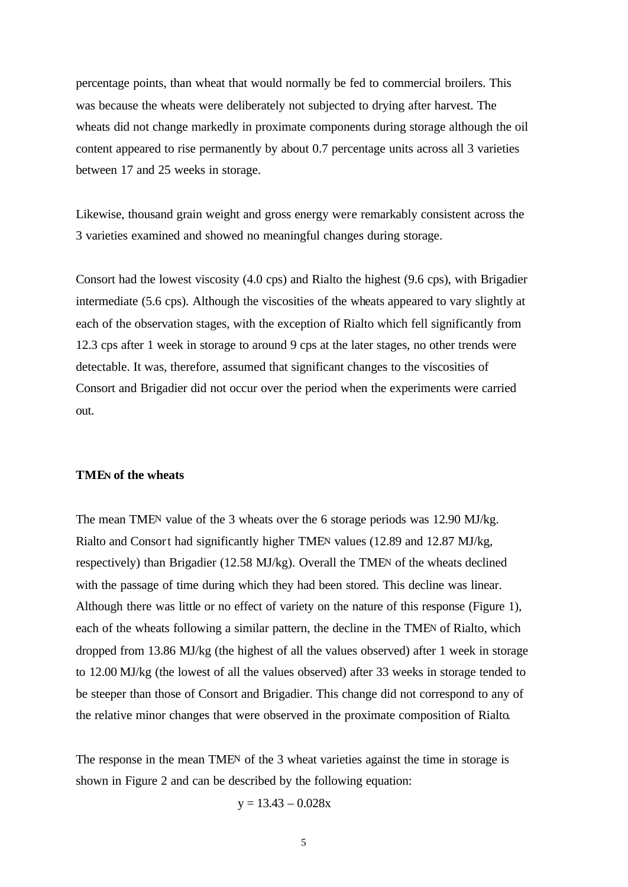percentage points, than wheat that would normally be fed to commercial broilers. This was because the wheats were deliberately not subjected to drying after harvest. The wheats did not change markedly in proximate components during storage although the oil content appeared to rise permanently by about 0.7 percentage units across all 3 varieties between 17 and 25 weeks in storage.

Likewise, thousand grain weight and gross energy were remarkably consistent across the 3 varieties examined and showed no meaningful changes during storage.

Consort had the lowest viscosity (4.0 cps) and Rialto the highest (9.6 cps), with Brigadier intermediate (5.6 cps). Although the viscosities of the wheats appeared to vary slightly at each of the observation stages, with the exception of Rialto which fell significantly from 12.3 cps after 1 week in storage to around 9 cps at the later stages, no other trends were detectable. It was, therefore, assumed that significant changes to the viscosities of Consort and Brigadier did not occur over the period when the experiments were carried out.

**$TME_N$ of the wheats**

The mean $TME_N$ value of the 3 wheats over the 6 storage periods was 12.90 MJ/kg. Rialto and Consort had significantly higher $TME_N$ values (12.89 and 12.87 MJ/kg, respectively) than Brigadier (12.58 MJ/kg). Overall the $TME_N$ of the wheats declined with the passage of time during which they had been stored. This decline was linear. Although there was little or no effect of variety on the nature of this response (Figure 1), each of the wheats following a similar pattern, the decline in the $TME_N$ of Rialto, which dropped from 13.86 MJ/kg (the highest of all the values observed) after 1 week in storage to 12.00 MJ/kg (the lowest of all the values observed) after 33 weeks in storage tended to be steeper than those of Consort and Brigadier. This change did not correspond to any of the relative minor changes that were observed in the proximate composition of Rialto.

The response in the mean $TME_N$ of the 3 wheat varieties against the time in storage is shown in Figure 2 and can be described by the following equation:

$$y = 13.43 - 0.028x$$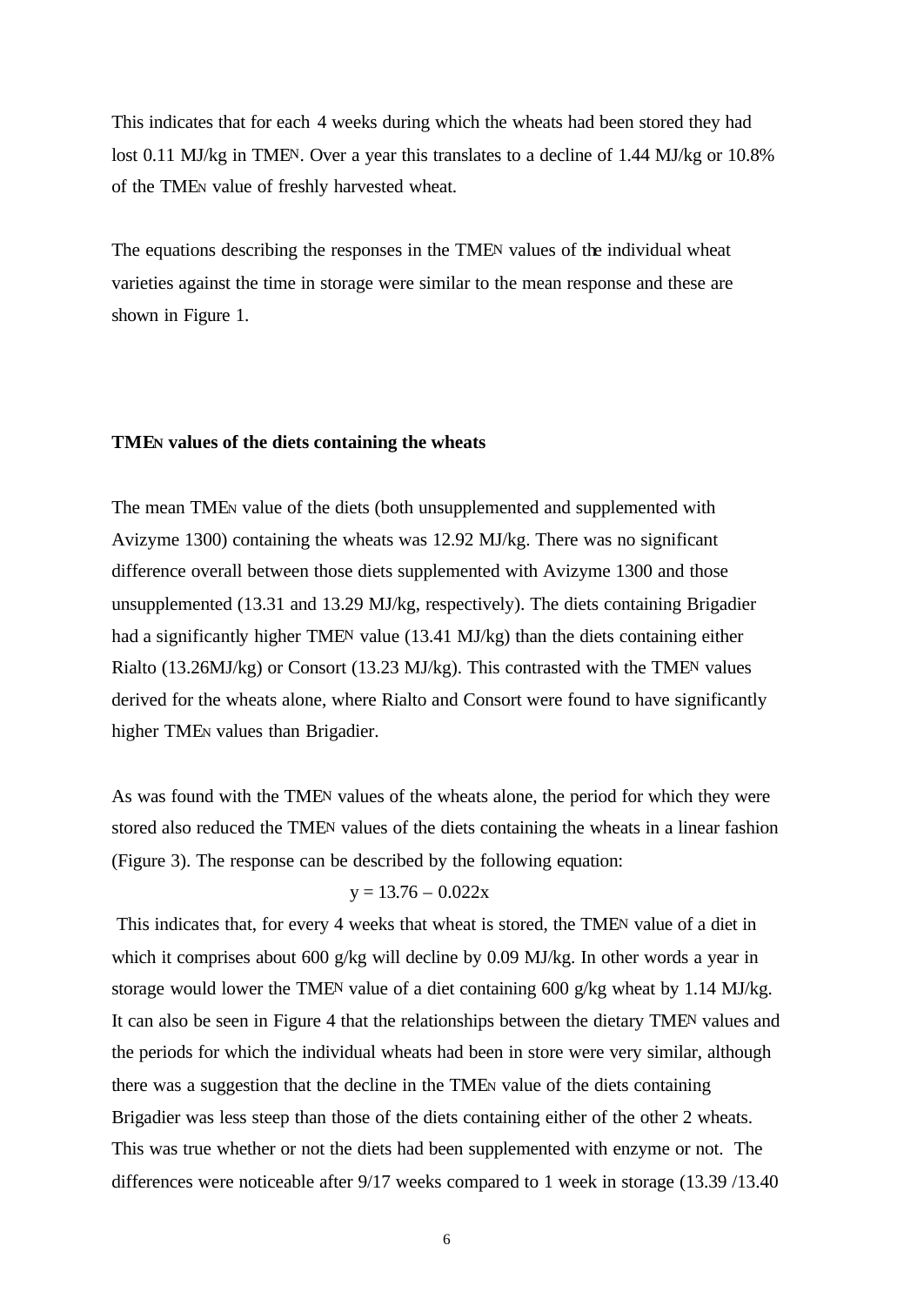This indicates that for each 4 weeks during which the wheats had been stored they had lost 0.11 MJ/kg in $TME_N$. Over a year this translates to a decline of 1.44 MJ/kg or 10.8% of the $TME_N$ value of freshly harvested wheat.

The equations describing the responses in the $TME_N$ values of the individual wheat varieties against the time in storage were similar to the mean response and these are shown in Figure 1.

**$TME_N$ values of the diets containing the wheats**

The mean $TME_N$ value of the diets (both unsupplemented and supplemented with Avizyme 1300) containing the wheats was 12.92 MJ/kg. There was no significant difference overall between those diets supplemented with Avizyme 1300 and those unsupplemented (13.31 and 13.29 MJ/kg, respectively). The diets containing Brigadier had a significantly higher $TME_N$ value (13.41 MJ/kg) than the diets containing either Rialto (13.26MJ/kg) or Consort (13.23 MJ/kg). This contrasted with the $TME_N$ values derived for the wheats alone, where Rialto and Consort were found to have significantly higher $TME_N$ values than Brigadier.

As was found with the $TME_N$ values of the wheats alone, the period for which they were stored also reduced the $TME_N$ values of the diets containing the wheats in a linear fashion (Figure 3). The response can be described by the following equation:

$$y = 13.76 - 0.022x$$

This indicates that, for every 4 weeks that wheat is stored, the $TME_N$ value of a diet in which it comprises about 600 g/kg will decline by 0.09 MJ/kg. In other words a year in storage would lower the $TME_N$ value of a diet containing 600 g/kg wheat by 1.14 MJ/kg. It can also be seen in Figure 4 that the relationships between the dietary $TME_N$ values and the periods for which the individual wheats had been in store were very similar, although there was a suggestion that the decline in the $TME_N$ value of the diets containing Brigadier was less steep than those of the diets containing either of the other 2 wheats. This was true whether or not the diets had been supplemented with enzyme or not. The differences were noticeable after 9/17 weeks compared to 1 week in storage (13.39 /13.40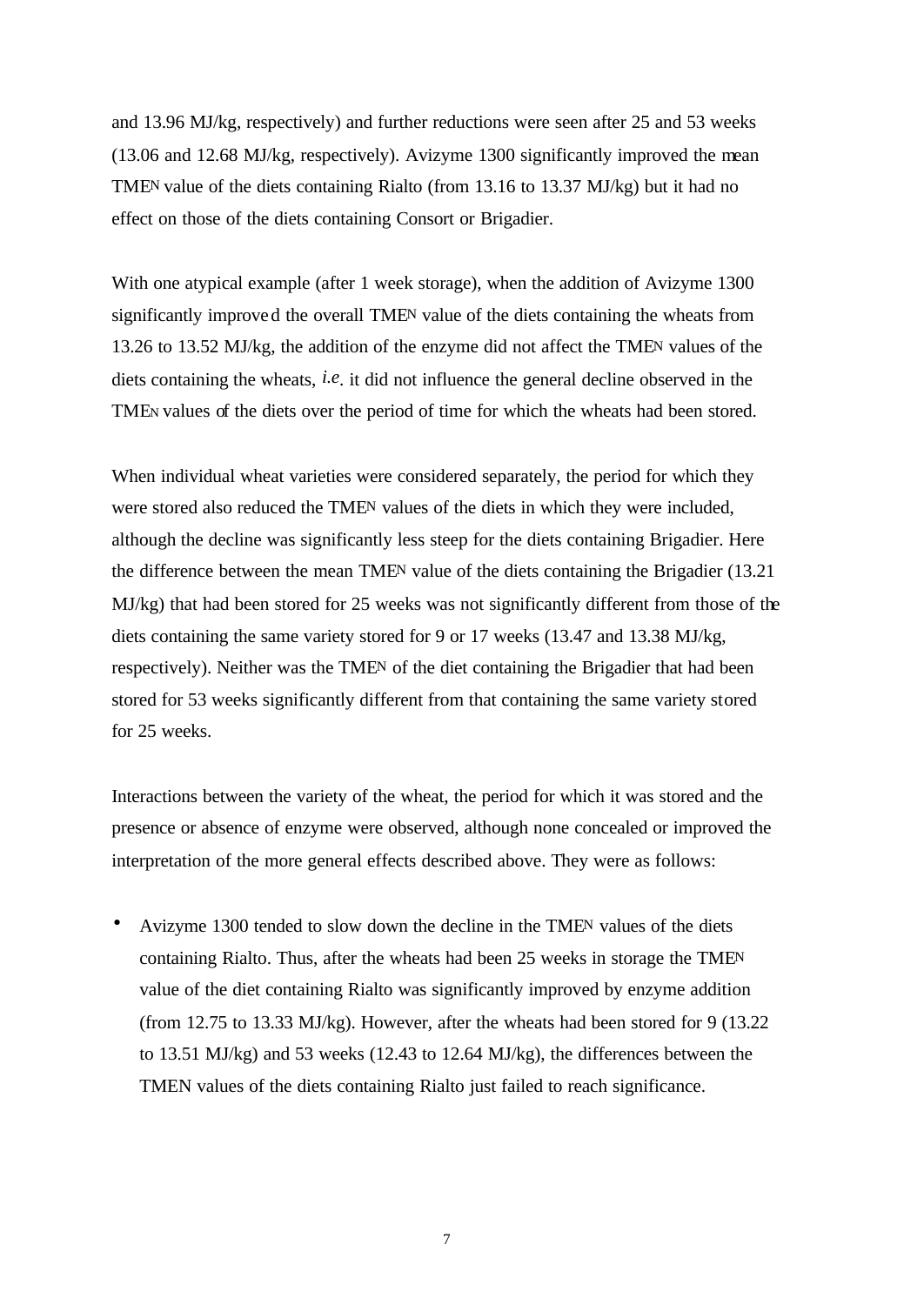and 13.96 MJ/kg, respectively) and further reductions were seen after 25 and 53 weeks (13.06 and 12.68 MJ/kg, respectively). Avizyme 1300 significantly improved the mean $TME_N$ value of the diets containing Rialto (from 13.16 to 13.37 MJ/kg) but it had no effect on those of the diets containing Consort or Brigadier.

With one atypical example (after 1 week storage), when the addition of Avizyme 1300 significantly improved the overall $TME_N$ value of the diets containing the wheats from 13.26 to 13.52 MJ/kg, the addition of the enzyme did not affect the $TME_N$ values of the diets containing the wheats, *i.e.* it did not influence the general decline observed in the $TME_N$ values of the diets over the period of time for which the wheats had been stored.

When individual wheat varieties were considered separately, the period for which they were stored also reduced the $TME_N$ values of the diets in which they were included, although the decline was significantly less steep for the diets containing Brigadier. Here the difference between the mean $TME_N$ value of the diets containing the Brigadier (13.21 MJ/kg) that had been stored for 25 weeks was not significantly different from those of the diets containing the same variety stored for 9 or 17 weeks (13.47 and 13.38 MJ/kg, respectively). Neither was the $TME_N$ of the diet containing the Brigadier that had been stored for 53 weeks significantly different from that containing the same variety stored for 25 weeks.

Interactions between the variety of the wheat, the period for which it was stored and the presence or absence of enzyme were observed, although none concealed or improved the interpretation of the more general effects described above. They were as follows:

- Avizyme 1300 tended to slow down the decline in the $TME_N$ values of the diets containing Rialto. Thus, after the wheats had been 25 weeks in storage the $TME_N$ value of the diet containing Rialto was significantly improved by enzyme addition (from 12.75 to 13.33 MJ/kg). However, after the wheats had been stored for 9 (13.22 to 13.51 MJ/kg) and 53 weeks (12.43 to 12.64 MJ/kg), the differences between the TMEN values of the diets containing Rialto just failed to reach significance.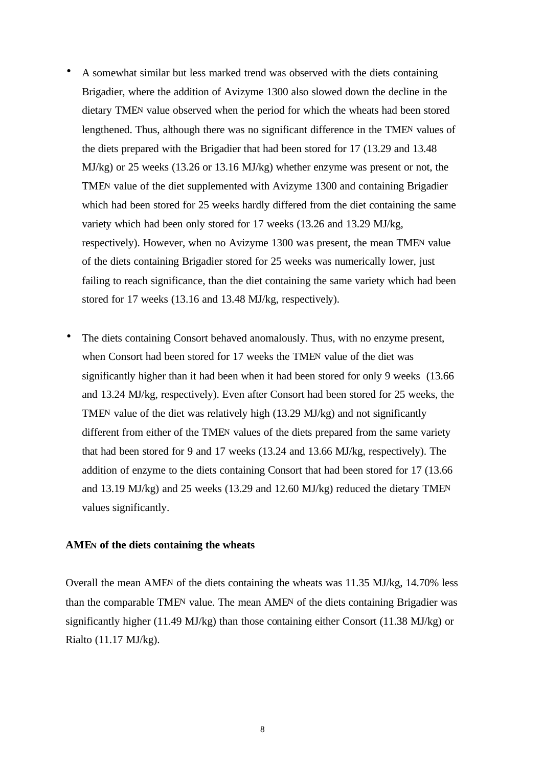- A somewhat similar but less marked trend was observed with the diets containing Brigadier, where the addition of Avizyme 1300 also slowed down the decline in the dietary $TME_N$ value observed when the period for which the wheats had been stored lengthened. Thus, although there was no significant difference in the $TME_N$ values of the diets prepared with the Brigadier that had been stored for 17 (13.29 and 13.48 MJ/kg) or 25 weeks (13.26 or 13.16 MJ/kg) whether enzyme was present or not, the $TME_N$ value of the diet supplemented with Avizyme 1300 and containing Brigadier which had been stored for 25 weeks hardly differed from the diet containing the same variety which had been only stored for 17 weeks (13.26 and 13.29 MJ/kg, respectively). However, when no Avizyme 1300 was present, the mean $TME_N$ value of the diets containing Brigadier stored for 25 weeks was numerically lower, just failing to reach significance, than the diet containing the same variety which had been stored for 17 weeks (13.16 and 13.48 MJ/kg, respectively).

- The diets containing Consort behaved anomalously. Thus, with no enzyme present, when Consort had been stored for 17 weeks the $TME_N$ value of the diet was significantly higher than it had been when it had been stored for only 9 weeks (13.66 and 13.24 MJ/kg, respectively). Even after Consort had been stored for 25 weeks, the $TME_N$ value of the diet was relatively high (13.29 MJ/kg) and not significantly different from either of the $TME_N$ values of the diets prepared from the same variety that had been stored for 9 and 17 weeks (13.24 and 13.66 MJ/kg, respectively). The addition of enzyme to the diets containing Consort that had been stored for 17 (13.66 and 13.19 MJ/kg) and 25 weeks (13.29 and 12.60 MJ/kg) reduced the dietary $TME_N$ values significantly.

**$AME_N$ of the diets containing the wheats**

Overall the mean $AME_N$ of the diets containing the wheats was 11.35 MJ/kg, 14.70% less than the comparable $TME_N$ value. The mean $AME_N$ of the diets containing Brigadier was significantly higher (11.49 MJ/kg) than those containing either Consort (11.38 MJ/kg) or Rialto (11.17 MJ/kg).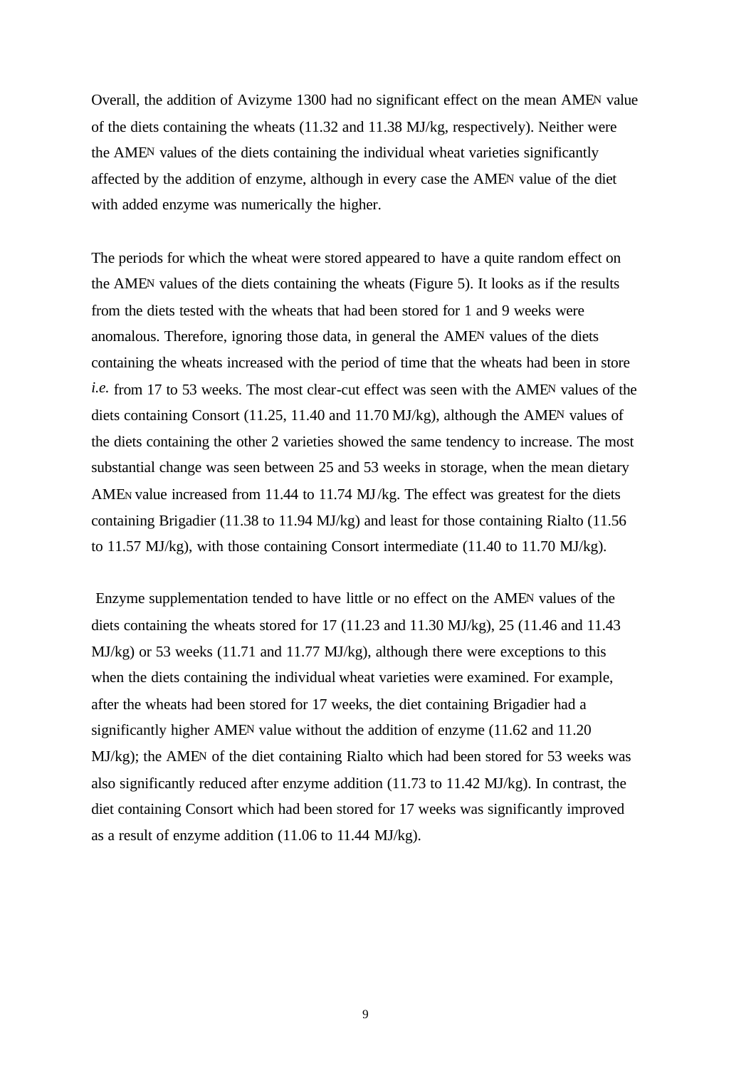Overall, the addition of Avizyme 1300 had no significant effect on the mean $AME_N$ value of the diets containing the wheats (11.32 and 11.38 MJ/kg, respectively). Neither were the $AME_N$ values of the diets containing the individual wheat varieties significantly affected by the addition of enzyme, although in every case the $AME_N$ value of the diet with added enzyme was numerically the higher.

The periods for which the wheat were stored appeared to have a quite random effect on the $AME_N$ values of the diets containing the wheats (Figure 5). It looks as if the results from the diets tested with the wheats that had been stored for 1 and 9 weeks were anomalous. Therefore, ignoring those data, in general the $AME_N$ values of the diets containing the wheats increased with the period of time that the wheats had been in store *i.e.* from 17 to 53 weeks. The most clear-cut effect was seen with the $AME_N$ values of the diets containing Consort (11.25, 11.40 and 11.70 MJ/kg), although the $AME_N$ values of the diets containing the other 2 varieties showed the same tendency to increase. The most substantial change was seen between 25 and 53 weeks in storage, when the mean dietary $AME_N$ value increased from 11.44 to 11.74 MJ/kg. The effect was greatest for the diets containing Brigadier (11.38 to 11.94 MJ/kg) and least for those containing Rialto (11.56 to 11.57 MJ/kg), with those containing Consort intermediate (11.40 to 11.70 MJ/kg).

Enzyme supplementation tended to have little or no effect on the $AME_N$ values of the diets containing the wheats stored for 17 (11.23 and 11.30 MJ/kg), 25 (11.46 and 11.43 MJ/kg) or 53 weeks (11.71 and 11.77 MJ/kg), although there were exceptions to this when the diets containing the individual wheat varieties were examined. For example, after the wheats had been stored for 17 weeks, the diet containing Brigadier had a significantly higher $AME_N$ value without the addition of enzyme (11.62 and 11.20 MJ/kg); the $AME_N$ of the diet containing Rialto which had been stored for 53 weeks was also significantly reduced after enzyme addition (11.73 to 11.42 MJ/kg). In contrast, the diet containing Consort which had been stored for 17 weeks was significantly improved as a result of enzyme addition (11.06 to 11.44 MJ/kg).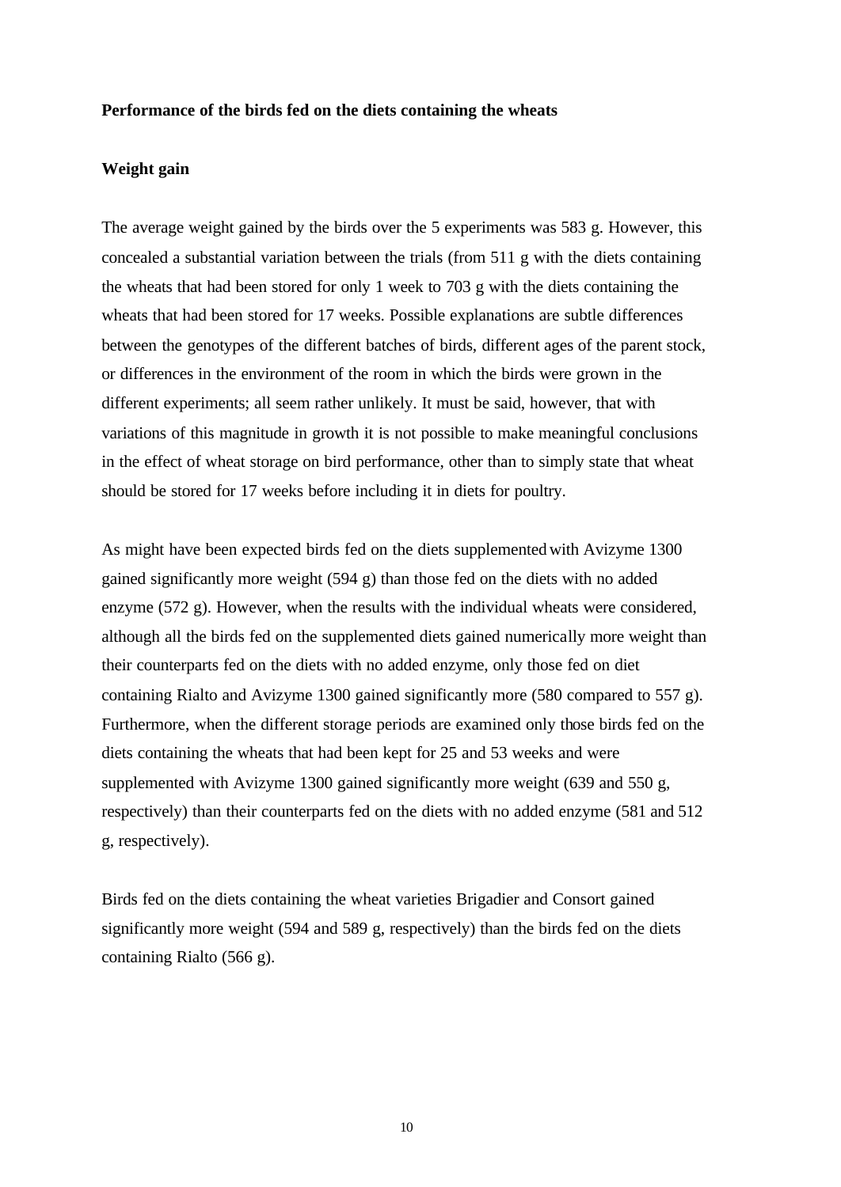**Performance of the birds fed on the diets containing the wheats**

**Weight gain**

The average weight gained by the birds over the 5 experiments was 583 g. However, this concealed a substantial variation between the trials (from 511 g with the diets containing the wheats that had been stored for only 1 week to 703 g with the diets containing the wheats that had been stored for 17 weeks. Possible explanations are subtle differences between the genotypes of the different batches of birds, different ages of the parent stock, or differences in the environment of the room in which the birds were grown in the different experiments; all seem rather unlikely. It must be said, however, that with variations of this magnitude in growth it is not possible to make meaningful conclusions in the effect of wheat storage on bird performance, other than to simply state that wheat should be stored for 17 weeks before including it in diets for poultry.

As might have been expected birds fed on the diets supplemented with Avizyme 1300 gained significantly more weight (594 g) than those fed on the diets with no added enzyme (572 g). However, when the results with the individual wheats were considered, although all the birds fed on the supplemented diets gained numerically more weight than their counterparts fed on the diets with no added enzyme, only those fed on diet containing Rialto and Avizyme 1300 gained significantly more (580 compared to 557 g). Furthermore, when the different storage periods are examined only those birds fed on the diets containing the wheats that had been kept for 25 and 53 weeks and were supplemented with Avizyme 1300 gained significantly more weight (639 and 550 g, respectively) than their counterparts fed on the diets with no added enzyme (581 and 512 g, respectively).

Birds fed on the diets containing the wheat varieties Brigadier and Consort gained significantly more weight (594 and 589 g, respectively) than the birds fed on the diets containing Rialto (566 g).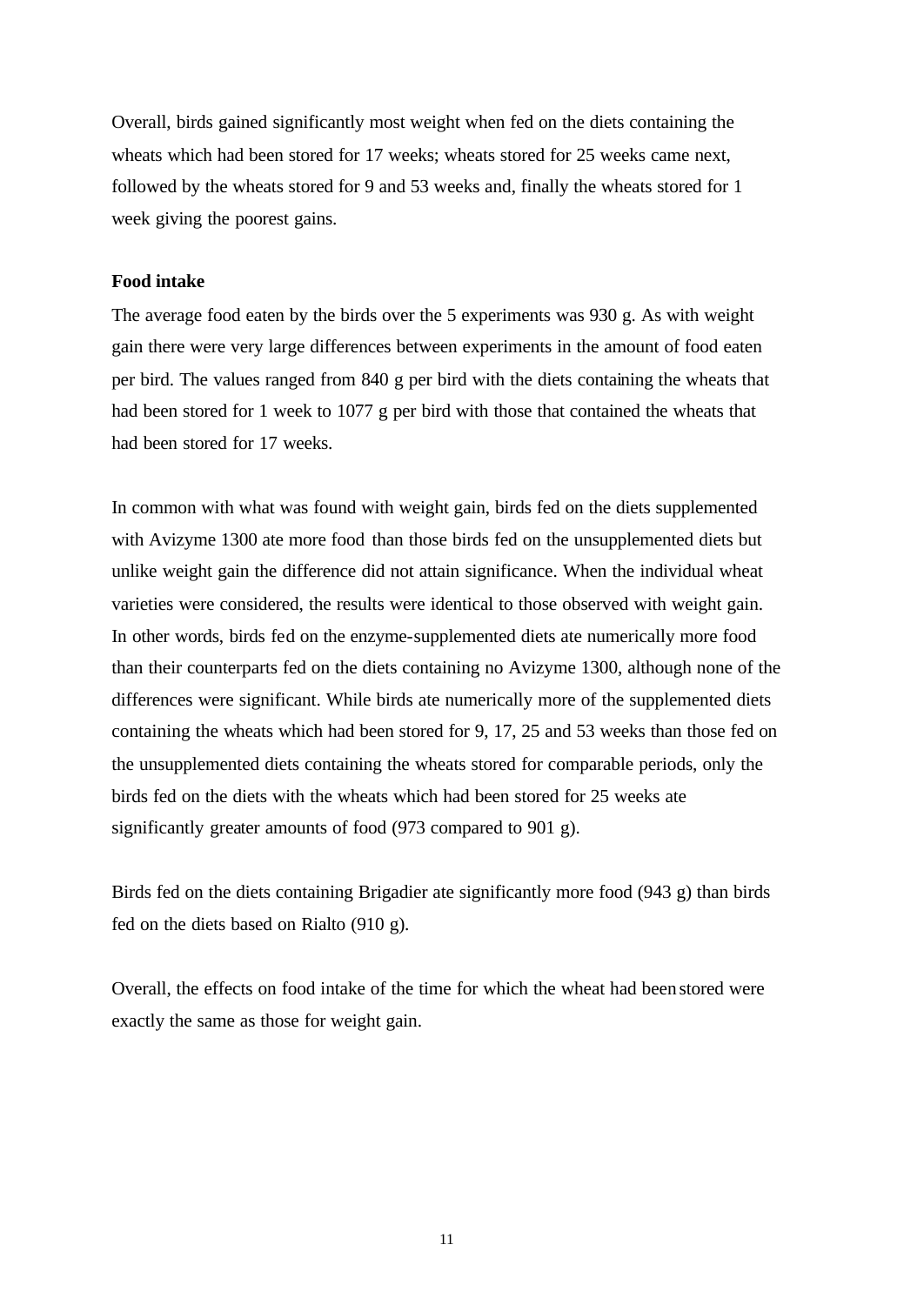Overall, birds gained significantly most weight when fed on the diets containing the wheats which had been stored for 17 weeks; wheats stored for 25 weeks came next, followed by the wheats stored for 9 and 53 weeks and, finally the wheats stored for 1 week giving the poorest gains.

**Food intake**

The average food eaten by the birds over the 5 experiments was 930 g. As with weight gain there were very large differences between experiments in the amount of food eaten per bird. The values ranged from 840 g per bird with the diets containing the wheats that had been stored for 1 week to 1077 g per bird with those that contained the wheats that had been stored for 17 weeks.

In common with what was found with weight gain, birds fed on the diets supplemented with Avizyme 1300 ate more food than those birds fed on the unsupplemented diets but unlike weight gain the difference did not attain significance. When the individual wheat varieties were considered, the results were identical to those observed with weight gain. In other words, birds fed on the enzyme-supplemented diets ate numerically more food than their counterparts fed on the diets containing no Avizyme 1300, although none of the differences were significant. While birds ate numerically more of the supplemented diets containing the wheats which had been stored for 9, 17, 25 and 53 weeks than those fed on the unsupplemented diets containing the wheats stored for comparable periods, only the birds fed on the diets with the wheats which had been stored for 25 weeks ate significantly greater amounts of food (973 compared to 901 g).

Birds fed on the diets containing Brigadier ate significantly more food (943 g) than birds fed on the diets based on Rialto (910 g).

Overall, the effects on food intake of the time for which the wheat had been stored were exactly the same as those for weight gain.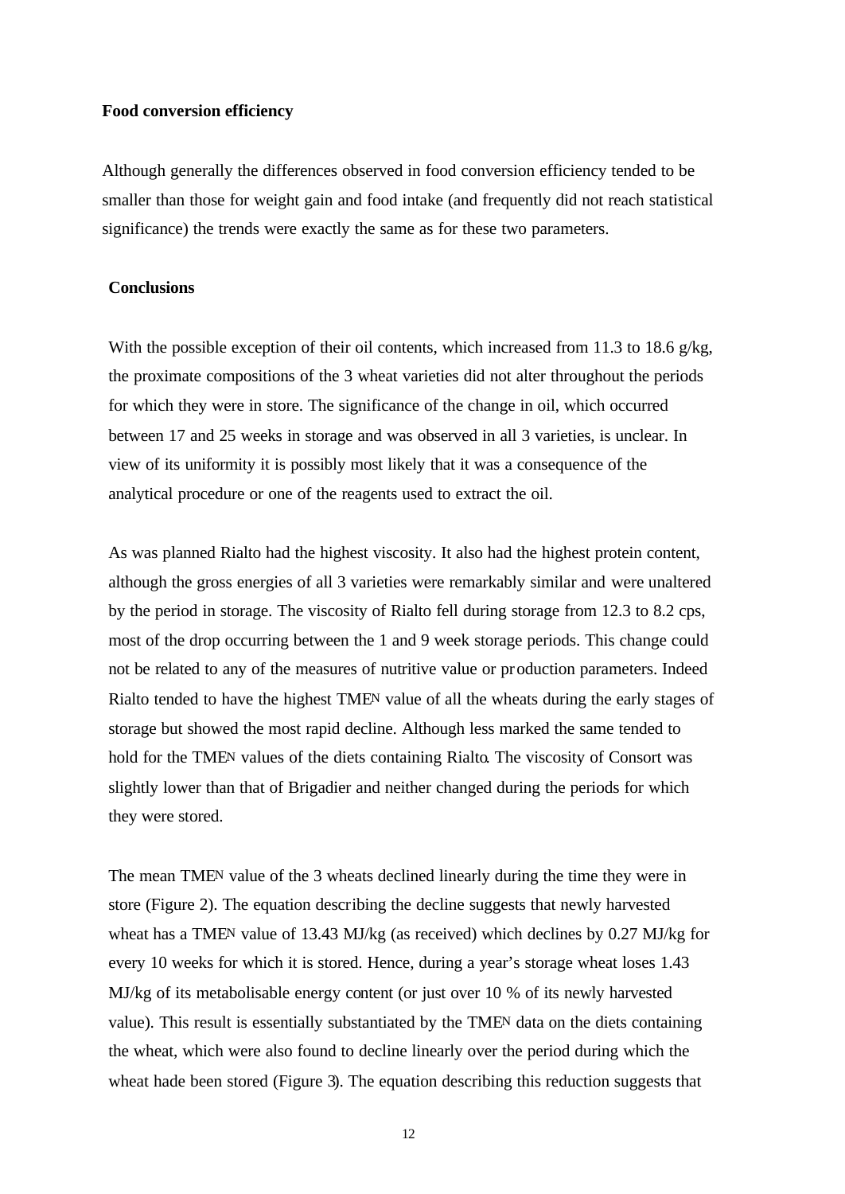**Food conversion efficiency**

Although generally the differences observed in food conversion efficiency tended to be smaller than those for weight gain and food intake (and frequently did not reach statistical significance) the trends were exactly the same as for these two parameters.

**Conclusions**

With the possible exception of their oil contents, which increased from 11.3 to 18.6 g/kg, the proximate compositions of the 3 wheat varieties did not alter throughout the periods for which they were in store. The significance of the change in oil, which occurred between 17 and 25 weeks in storage and was observed in all 3 varieties, is unclear. In view of its uniformity it is possibly most likely that it was a consequence of the analytical procedure or one of the reagents used to extract the oil.

As was planned Rialto had the highest viscosity. It also had the highest protein content, although the gross energies of all 3 varieties were remarkably similar and were unaltered by the period in storage. The viscosity of Rialto fell during storage from 12.3 to 8.2 cps, most of the drop occurring between the 1 and 9 week storage periods. This change could not be related to any of the measures of nutritive value or production parameters. Indeed Rialto tended to have the highest $TME_N$ value of all the wheats during the early stages of storage but showed the most rapid decline. Although less marked the same tended to hold for the $TME_N$ values of the diets containing Rialto. The viscosity of Consort was slightly lower than that of Brigadier and neither changed during the periods for which they were stored.

The mean $TME_N$ value of the 3 wheats declined linearly during the time they were in store (Figure 2). The equation describing the decline suggests that newly harvested wheat has a $TME_N$ value of 13.43 MJ/kg (as received) which declines by 0.27 MJ/kg for every 10 weeks for which it is stored. Hence, during a year's storage wheat loses 1.43 MJ/kg of its metabolisable energy content (or just over 10 % of its newly harvested value). This result is essentially substantiated by the $TME_N$ data on the diets containing the wheat, which were also found to decline linearly over the period during which the wheat hade been stored (Figure 3). The equation describing this reduction suggests that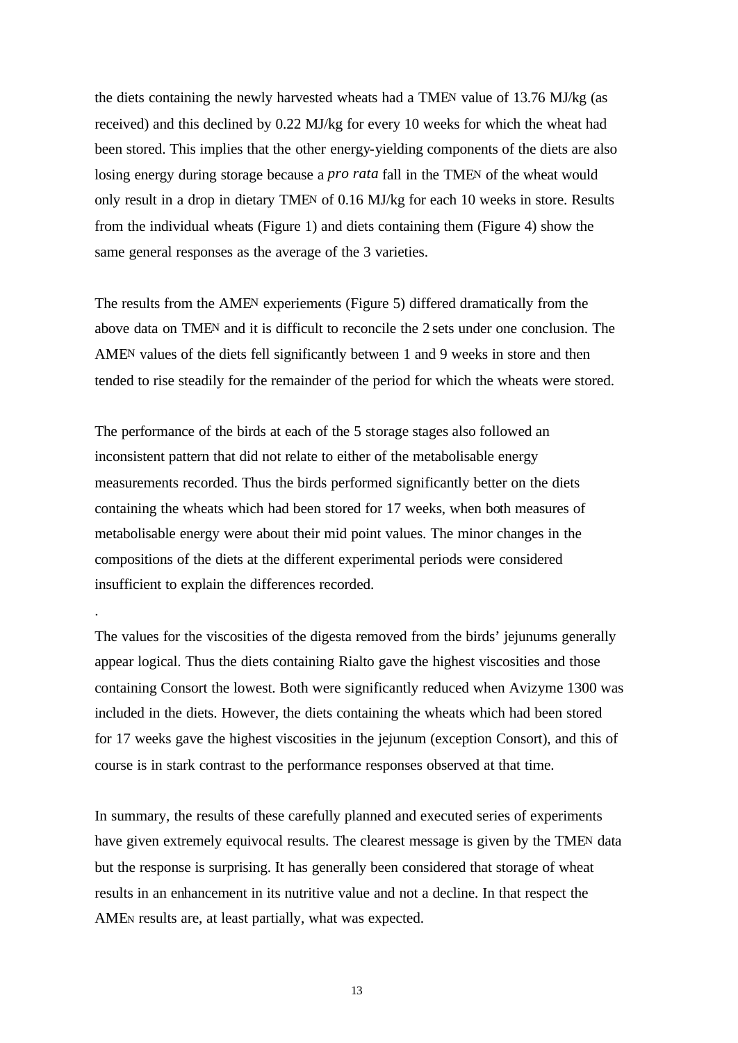the diets containing the newly harvested wheats had a $TME_N$ value of 13.76 MJ/kg (as received) and this declined by 0.22 MJ/kg for every 10 weeks for which the wheat had been stored. This implies that the other energy-yielding components of the diets are also losing energy during storage because a *pro rata* fall in the $TME_N$ of the wheat would only result in a drop in dietary $TME_N$ of 0.16 MJ/kg for each 10 weeks in store. Results from the individual wheats (Figure 1) and diets containing them (Figure 4) show the same general responses as the average of the 3 varieties.

The results from the $AME_N$ experiements (Figure 5) differed dramatically from the above data on $TME_N$ and it is difficult to reconcile the 2 sets under one conclusion. The $AME_N$ values of the diets fell significantly between 1 and 9 weeks in store and then tended to rise steadily for the remainder of the period for which the wheats were stored.

The performance of the birds at each of the 5 storage stages also followed an inconsistent pattern that did not relate to either of the metabolisable energy measurements recorded. Thus the birds performed significantly better on the diets containing the wheats which had been stored for 17 weeks, when both measures of metabolisable energy were about their mid point values. The minor changes in the compositions of the diets at the different experimental periods were considered insufficient to explain the differences recorded.

.

The values for the viscosities of the digesta removed from the birds' jejunums generally appear logical. Thus the diets containing Rialto gave the highest viscosities and those containing Consort the lowest. Both were significantly reduced when Avizyme 1300 was included in the diets. However, the diets containing the wheats which had been stored for 17 weeks gave the highest viscosities in the jejunum (exception Consort), and this of course is in stark contrast to the performance responses observed at that time.

In summary, the results of these carefully planned and executed series of experiments have given extremely equivocal results. The clearest message is given by the $TME_N$ data but the response is surprising. It has generally been considered that storage of wheat results in an enhancement in its nutritive value and not a decline. In that respect the $AME_N$ results are, at least partially, what was expected.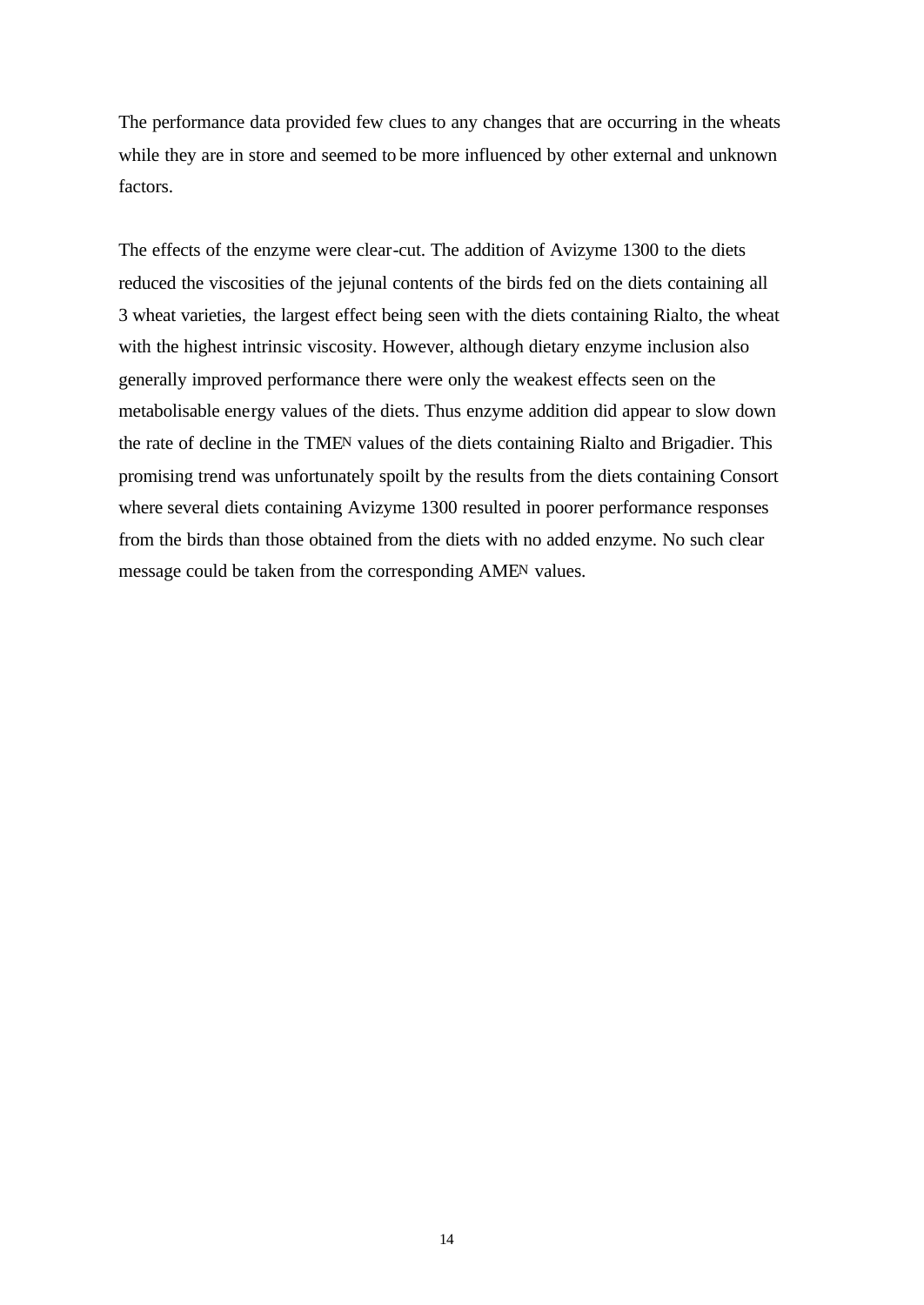The performance data provided few clues to any changes that are occurring in the wheats while they are in store and seemed to be more influenced by other external and unknown factors.

The effects of the enzyme were clear-cut. The addition of Avizyme 1300 to the diets reduced the viscosities of the jejunal contents of the birds fed on the diets containing all 3 wheat varieties, the largest effect being seen with the diets containing Rialto, the wheat with the highest intrinsic viscosity. However, although dietary enzyme inclusion also generally improved performance there were only the weakest effects seen on the metabolisable energy values of the diets. Thus enzyme addition did appear to slow down the rate of decline in the $TME_N$ values of the diets containing Rialto and Brigadier. This promising trend was unfortunately spoilt by the results from the diets containing Consort where several diets containing Avizyme 1300 resulted in poorer performance responses from the birds than those obtained from the diets with no added enzyme. No such clear message could be taken from the corresponding $AME_N$ values.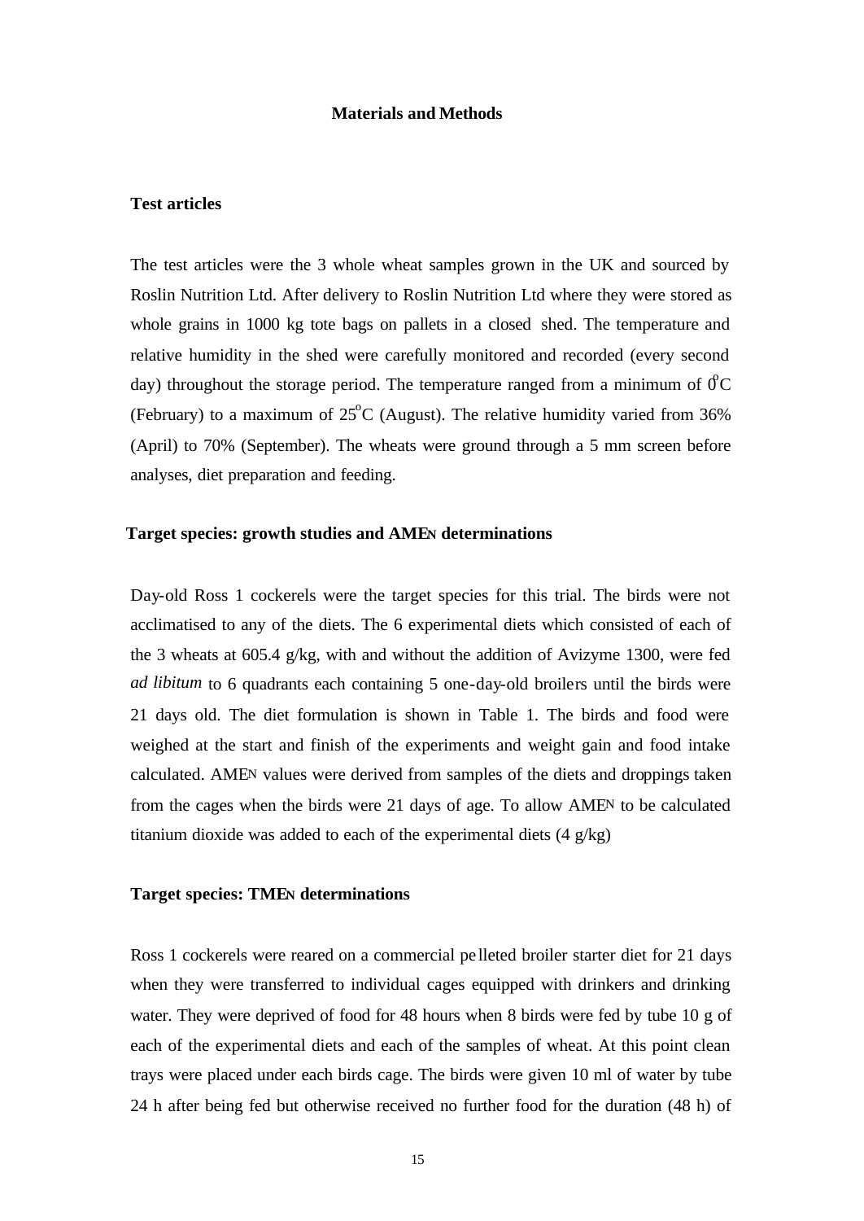# Materials and Methods

## Test articles

The test articles were the 3 whole wheat samples grown in the UK and sourced by Roslin Nutrition Ltd. After delivery to Roslin Nutrition Ltd where they were stored as whole grains in 1000 kg tote bags on pallets in a closed shed. The temperature and relative humidity in the shed were carefully monitored and recorded (every second day) throughout the storage period. The temperature ranged from a minimum of $0^0$C (February) to a maximum of $25^o$C (August). The relative humidity varied from 36% (April) to 70% (September). The wheats were ground through a 5 mm screen before analyses, diet preparation and feeding.

## Target species: growth studies and $AME_N$ determinations

Day-old Ross 1 cockerels were the target species for this trial. The birds were not acclimatised to any of the diets. The 6 experimental diets which consisted of each of the 3 wheats at 605.4 g/kg, with and without the addition of Avizyme 1300, were fed *ad libitum* to 6 quadrants each containing 5 one-day-old broilers until the birds were 21 days old. The diet formulation is shown in Table 1. The birds and food were weighed at the start and finish of the experiments and weight gain and food intake calculated. $AME_N$ values were derived from samples of the diets and droppings taken from the cages when the birds were 21 days of age. To allow $AME_N$ to be calculated titanium dioxide was added to each of the experimental diets (4 g/kg)

## Target species: $TME_N$ determinations

Ross 1 cockerels were reared on a commercial pelleted broiler starter diet for 21 days when they were transferred to individual cages equipped with drinkers and drinking water. They were deprived of food for 48 hours when 8 birds were fed by tube 10 g of each of the experimental diets and each of the samples of wheat. At this point clean trays were placed under each birds cage. The birds were given 10 ml of water by tube 24 h after being fed but otherwise received no further food for the duration (48 h) of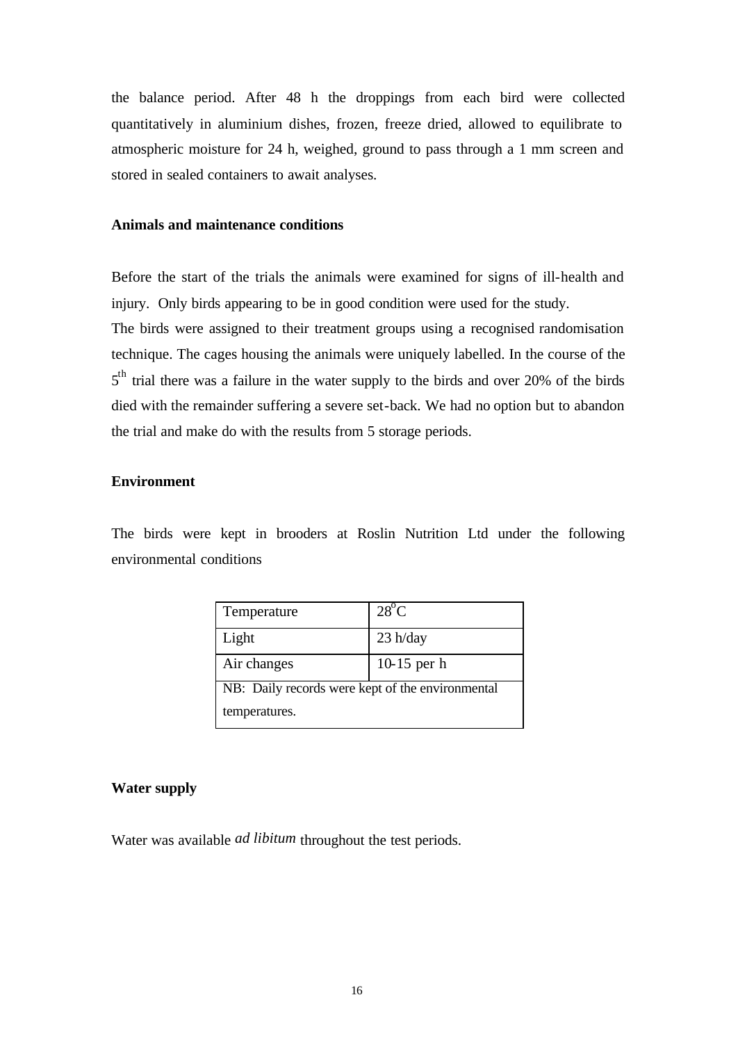the balance period. After 48 h the droppings from each bird were collected quantitatively in aluminium dishes, frozen, freeze dried, allowed to equilibrate to atmospheric moisture for 24 h, weighed, ground to pass through a 1 mm screen and stored in sealed containers to await analyses.

**Animals and maintenance conditions**

Before the start of the trials the animals were examined for signs of ill-health and injury. Only birds appearing to be in good condition were used for the study.
The birds were assigned to their treatment groups using a recognised randomisation technique. The cages housing the animals were uniquely labelled. In the course of the 5th trial there was a failure in the water supply to the birds and over 20% of the birds died with the remainder suffering a severe set-back. We had no option but to abandon the trial and make do with the results from 5 storage periods.

**Environment**

The birds were kept in brooders at Roslin Nutrition Ltd under the following environmental conditions

| Temperature | $28^{o}C$ |
|---|---|
| Light | 23 h/day |
| Air changes | 10-15 per h |
| NB: Daily records were kept of the environmental temperatures. | |

**Water supply**

Water was available *ad libitum* throughout the test periods.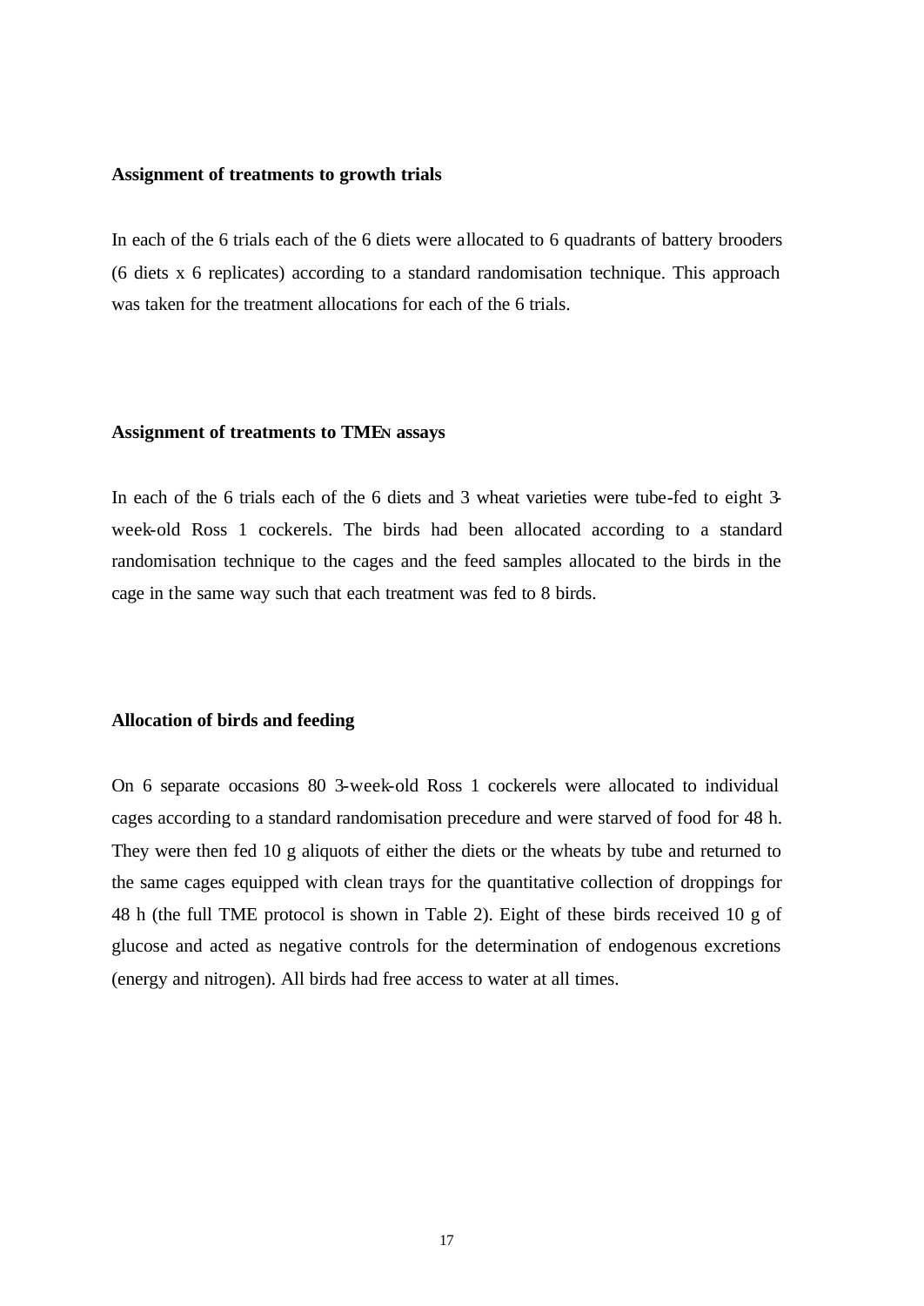**Assignment of treatments to growth trials**

In each of the 6 trials each of the 6 diets were allocated to 6 quadrants of battery brooders (6 diets x 6 replicates) according to a standard randomisation technique. This approach was taken for the treatment allocations for each of the 6 trials.

**Assignment of treatments to $TME_N$ assays**

In each of the 6 trials each of the 6 diets and 3 wheat varieties were tube-fed to eight 3-week-old Ross 1 cockerels. The birds had been allocated according to a standard randomisation technique to the cages and the feed samples allocated to the birds in the cage in the same way such that each treatment was fed to 8 birds.

**Allocation of birds and feeding**

On 6 separate occasions 80 3-week-old Ross 1 cockerels were allocated to individual cages according to a standard randomisation precedure and were starved of food for 48 h. They were then fed 10 g aliquots of either the diets or the wheats by tube and returned to the same cages equipped with clean trays for the quantitative collection of droppings for 48 h (the full TME protocol is shown in Table 2). Eight of these birds received 10 g of glucose and acted as negative controls for the determination of endogenous excretions (energy and nitrogen). All birds had free access to water at all times.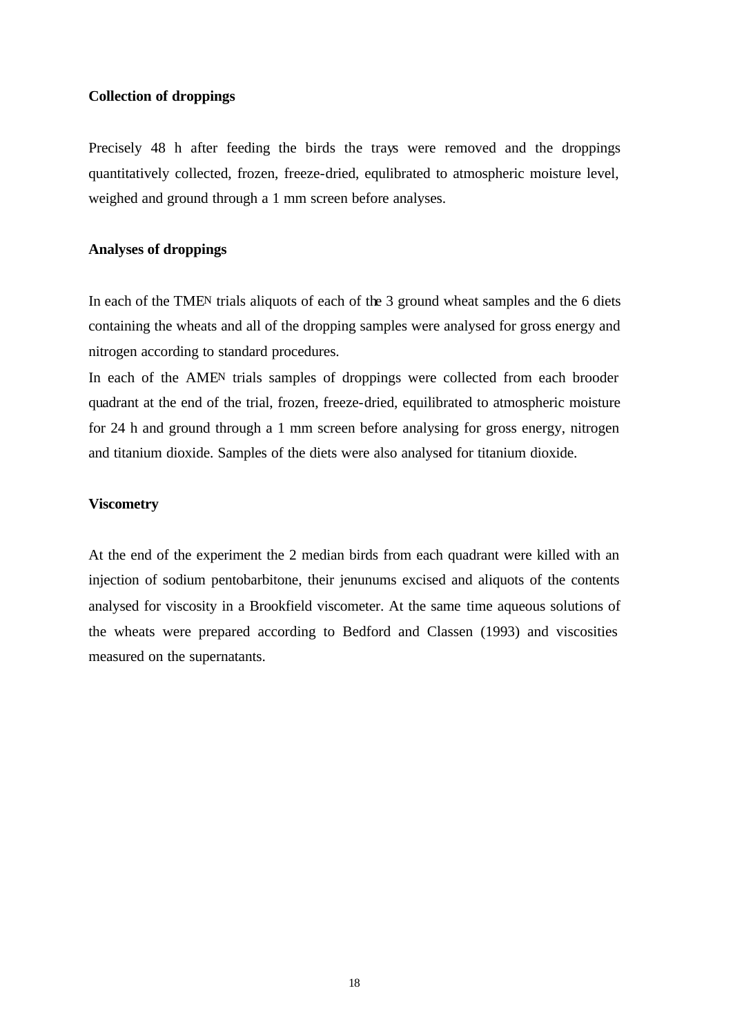**Collection of droppings**

Precisely 48 h after feeding the birds the trays were removed and the droppings quantitatively collected, frozen, freeze-dried, equlibrated to atmospheric moisture level, weighed and ground through a 1 mm screen before analyses.

**Analyses of droppings**

In each of the $TME_N$ trials aliquots of each of the 3 ground wheat samples and the 6 diets containing the wheats and all of the dropping samples were analysed for gross energy and nitrogen according to standard procedures.

In each of the $AME_N$ trials samples of droppings were collected from each brooder quadrant at the end of the trial, frozen, freeze-dried, equilibrated to atmospheric moisture for 24 h and ground through a 1 mm screen before analysing for gross energy, nitrogen and titanium dioxide. Samples of the diets were also analysed for titanium dioxide.

**Viscometry**

At the end of the experiment the 2 median birds from each quadrant were killed with an injection of sodium pentobarbitone, their jenunums excised and aliquots of the contents analysed for viscosity in a Brookfield viscometer. At the same time aqueous solutions of the wheats were prepared according to Bedford and Classen (1993) and viscosities measured on the supernatants.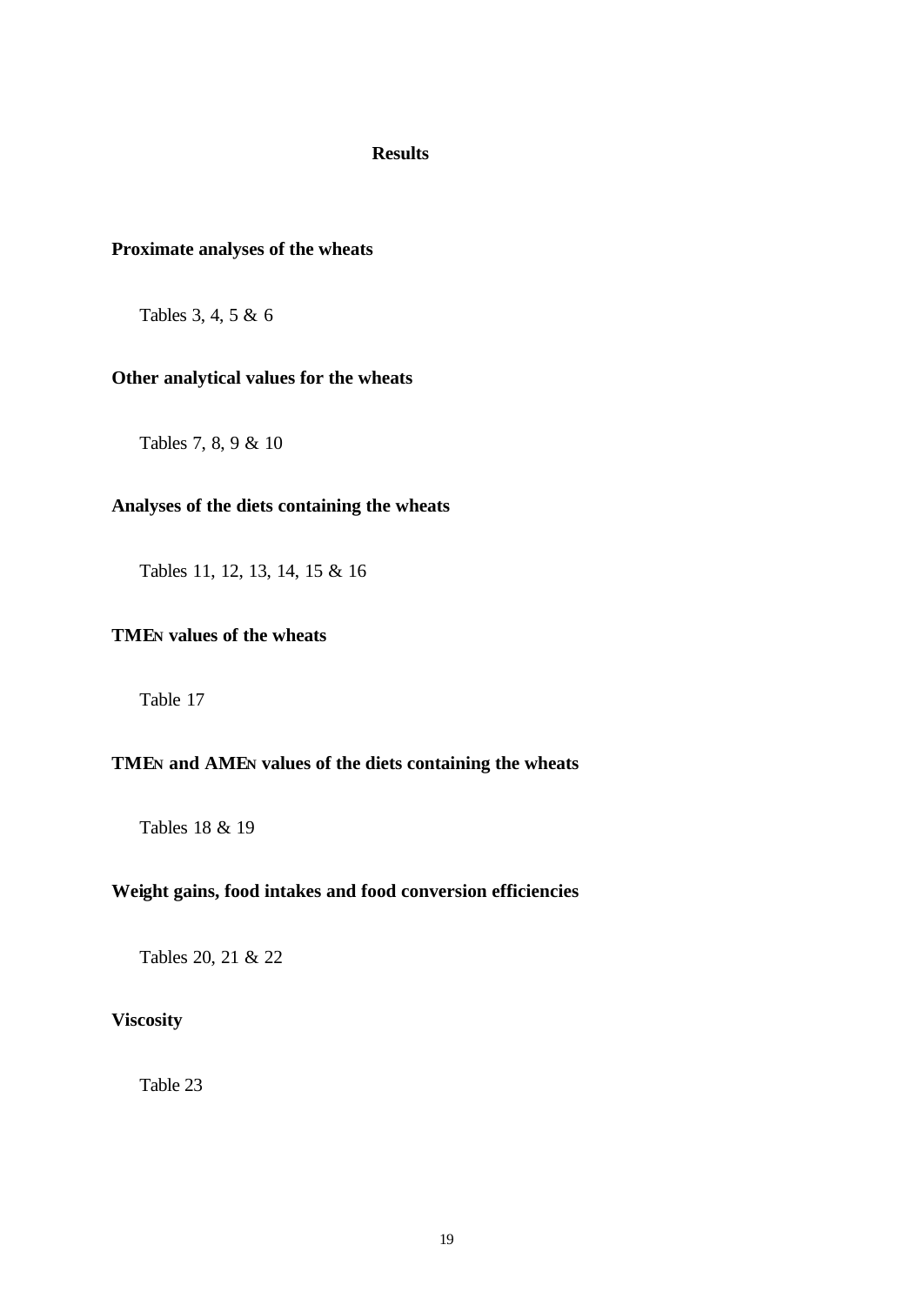# Results

## Proximate analyses of the wheats

Tables 3, 4, 5 & 6

## Other analytical values for the wheats

Tables 7, 8, 9 & 10

## Analyses of the diets containing the wheats

Tables 11, 12, 13, 14, 15 & 16

## $TME_N$ values of the wheats

Table 17

## $TME_N$ and $AME_N$ values of the diets containing the wheats

Tables 18 & 19

## Weight gains, food intakes and food conversion efficiencies

Tables 20, 21 & 22

## Viscosity

Table 23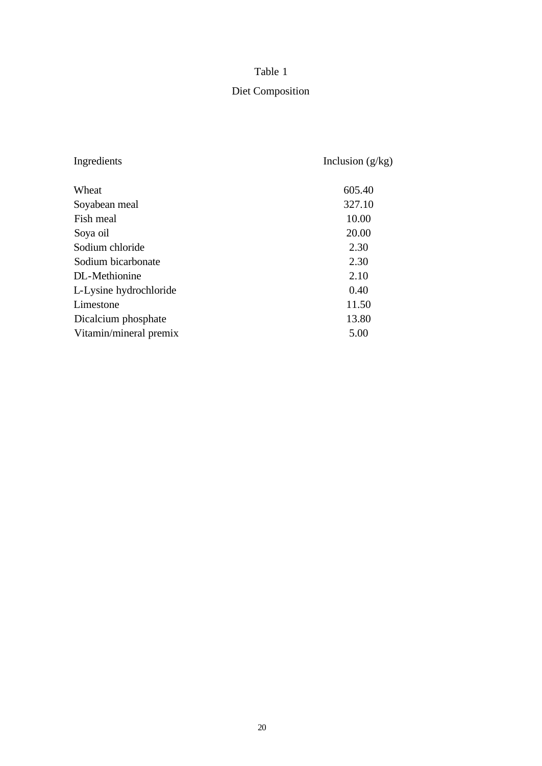Table 1

Diet Composition

| Ingredients | Inclusion (g/kg) |
|---|---|
| Wheat | 605.40 |
| Soyabean meal | 327.10 |
| Fish meal | 10.00 |
| Soya oil | 20.00 |
| Sodium chloride | 2.30 |
| Sodium bicarbonate | 2.30 |
| DL-Methionine | 2.10 |
| L-Lysine hydrochloride | 0.40 |
| Limestone | 11.50 |
| Dicalcium phosphate | 13.80 |
| Vitamin/mineral premix | 5.00 |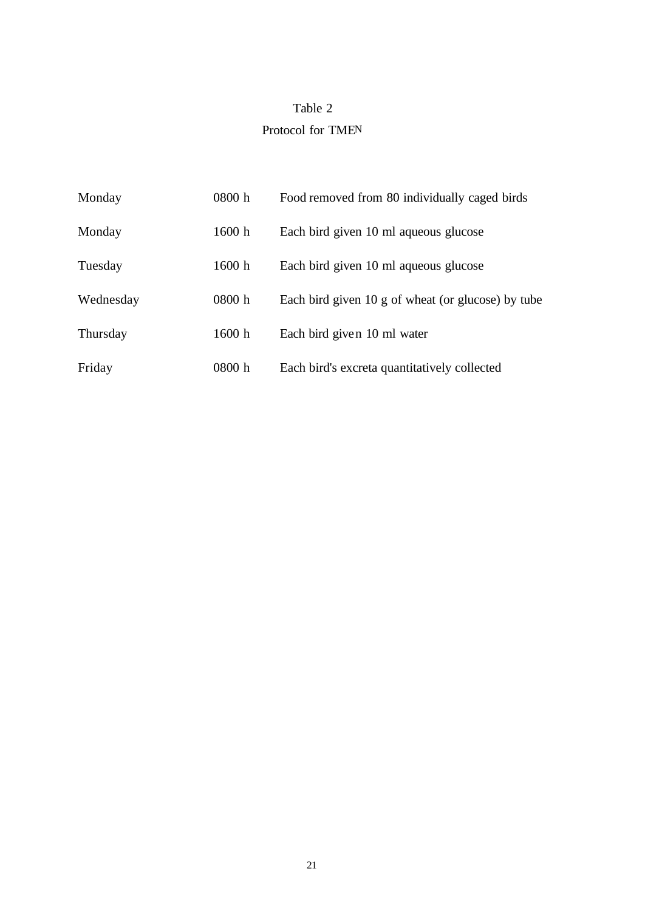Table 2

Protocol for $TME_N$

| | | |
|---|---|---|
| Monday | 0800 h | Food removed from 80 individually caged birds |
| Monday | 1600 h | Each bird given 10 ml aqueous glucose |
| Tuesday | 1600 h | Each bird given 10 ml aqueous glucose |
| Wednesday | 0800 h | Each bird given 10 g of wheat (or glucose) by tube |
| Thursday | 1600 h | Each bird given 10 ml water |
| Friday | 0800 h | Each bird's excreta quantitatively collected |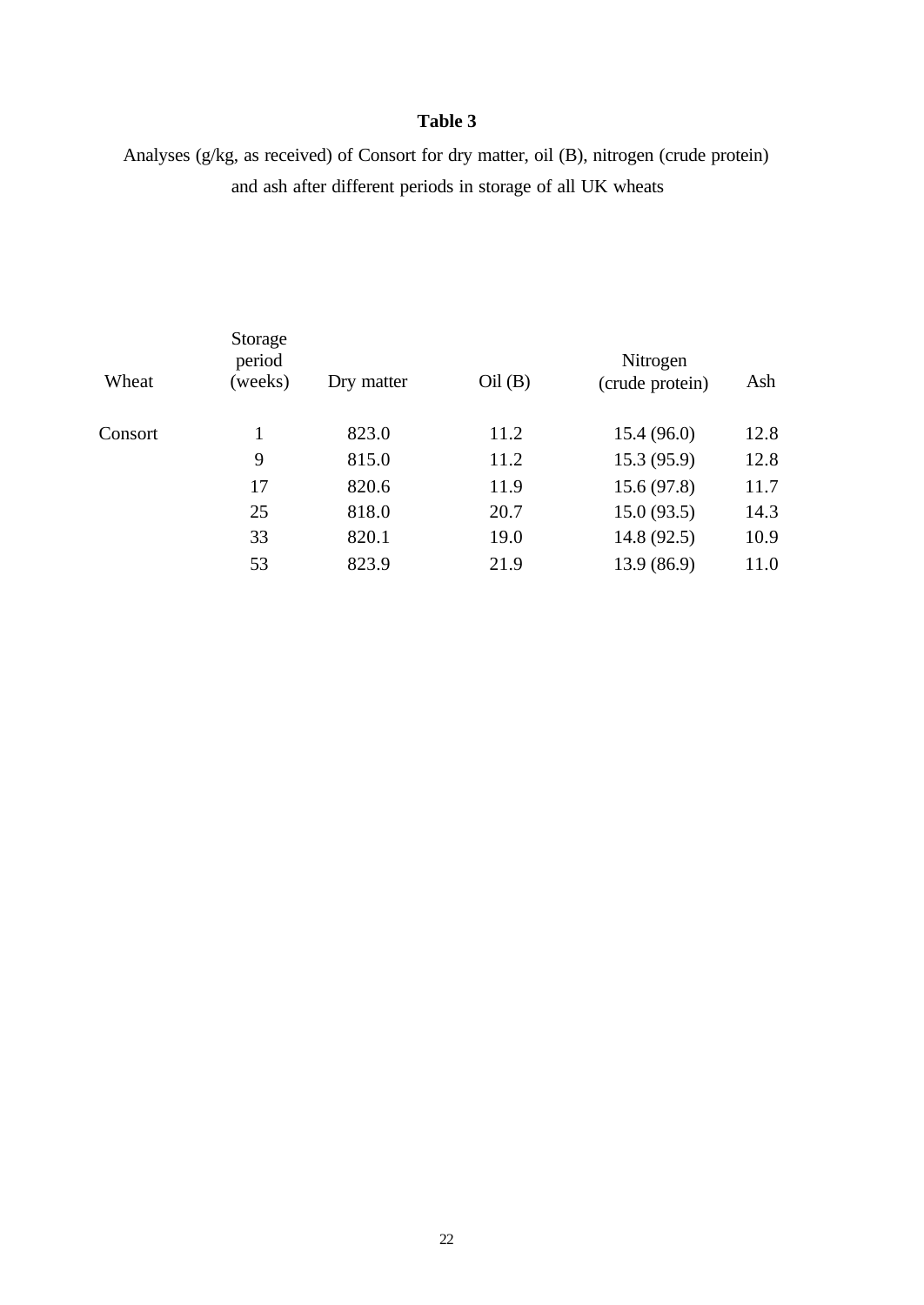**Table 3**

Analyses (g/kg, as received) of Consort for dry matter, oil (B), nitrogen (crude protein) and ash after different periods in storage of all UK wheats

| Wheat | Storage period (weeks) | Dry matter | Oil (B) | Nitrogen (crude protein) | Ash |
|---|---|---|---|---|---|
| Consort | 1 | 823.0 | 11.2 | 15.4 (96.0) | 12.8 |
| | 9 | 815.0 | 11.2 | 15.3 (95.9) | 12.8 |
| | 17 | 820.6 | 11.9 | 15.6 (97.8) | 11.7 |
| | 25 | 818.0 | 20.7 | 15.0 (93.5) | 14.3 |
| | 33 | 820.1 | 19.0 | 14.8 (92.5) | 10.9 |
| | 53 | 823.9 | 21.9 | 13.9 (86.9) | 11.0 |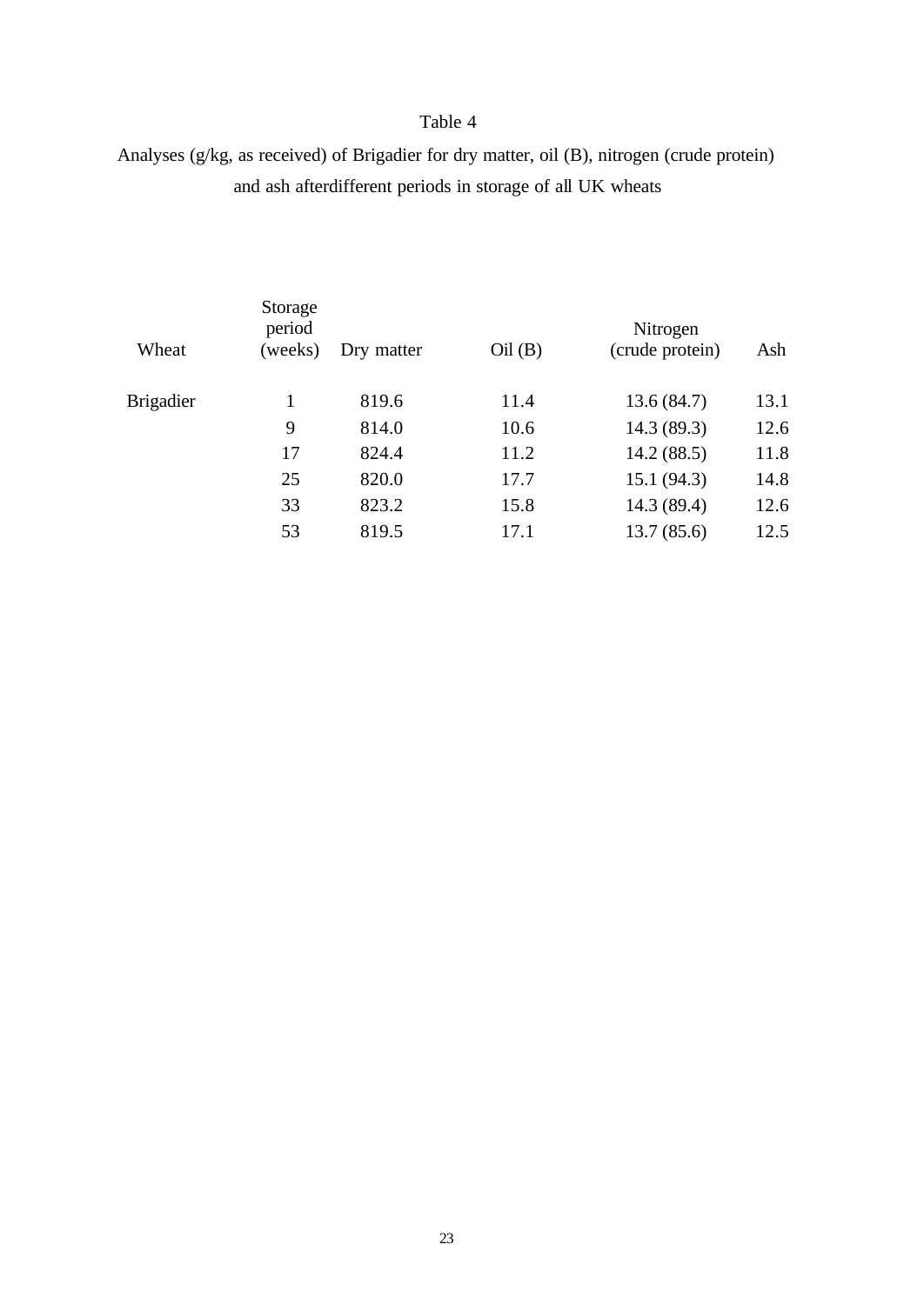Table 4

Analyses (g/kg, as received) of Brigadier for dry matter, oil (B), nitrogen (crude protein) and ash afterdifferent periods in storage of all UK wheats

| Wheat | Storage period (weeks) | Dry matter | Oil (B) | Nitrogen (crude protein) | Ash |
|---|---|---|---|---|---|
| Brigadier | 1 | 819.6 | 11.4 | 13.6 (84.7) | 13.1 |
| | 9 | 814.0 | 10.6 | 14.3 (89.3) | 12.6 |
| | 17 | 824.4 | 11.2 | 14.2 (88.5) | 11.8 |
| | 25 | 820.0 | 17.7 | 15.1 (94.3) | 14.8 |
| | 33 | 823.2 | 15.8 | 14.3 (89.4) | 12.6 |
| | 53 | 819.5 | 17.1 | 13.7 (85.6) | 12.5 |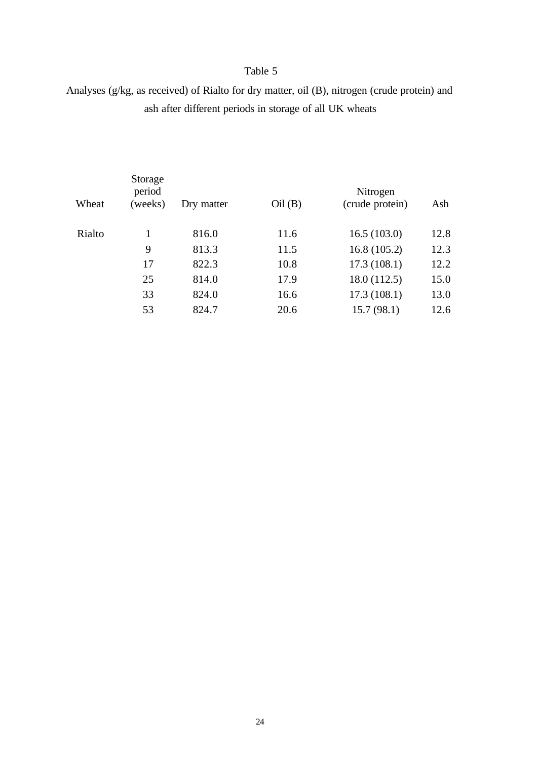Table 5

Analyses (g/kg, as received) of Rialto for dry matter, oil (B), nitrogen (crude protein) and ash after different periods in storage of all UK wheats

| Wheat | Storage period (weeks) | Dry matter | Oil (B) | Nitrogen (crude protein) | Ash |
|---|---|---|---|---|---|
| Rialto | 1 | 816.0 | 11.6 | 16.5 (103.0) | 12.8 |
| | 9 | 813.3 | 11.5 | 16.8 (105.2) | 12.3 |
| | 17 | 822.3 | 10.8 | 17.3 (108.1) | 12.2 |
| | 25 | 814.0 | 17.9 | 18.0 (112.5) | 15.0 |
| | 33 | 824.0 | 16.6 | 17.3 (108.1) | 13.0 |
| | 53 | 824.7 | 20.6 | 15.7 (98.1) | 12.6 |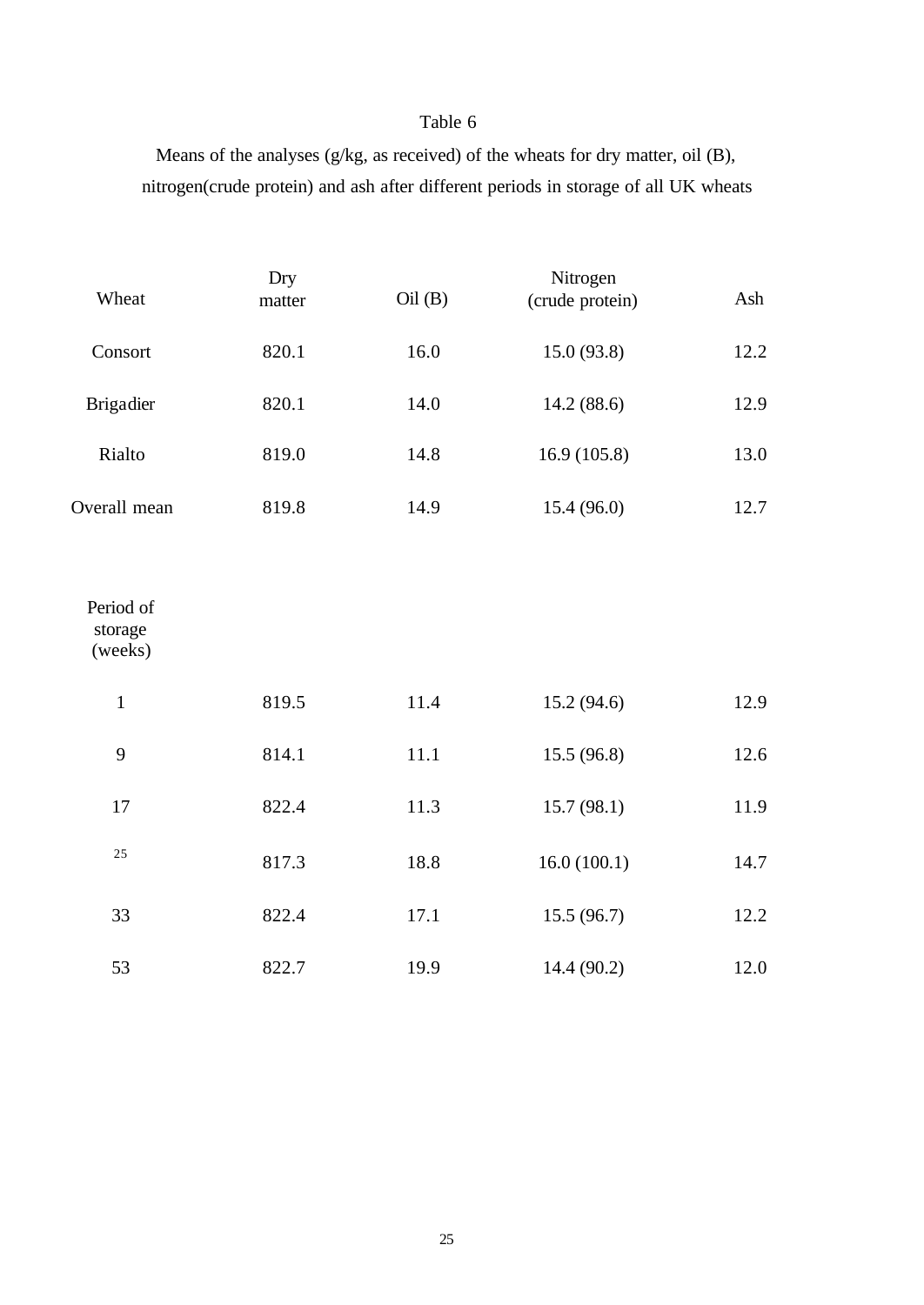Table 6

Means of the analyses (g/kg, as received) of the wheats for dry matter, oil (B), nitrogen(crude protein) and ash after different periods in storage of all UK wheats

| Wheat | Dry matter | Oil (B) | Nitrogen (crude protein) | Ash |
|---|---|---|---|---|
| Consort | 820.1 | 16.0 | 15.0 (93.8) | 12.2 |
| Brigadier | 820.1 | 14.0 | 14.2 (88.6) | 12.9 |
| Rialto | 819.0 | 14.8 | 16.9 (105.8) | 13.0 |
| Overall mean | 819.8 | 14.9 | 15.4 (96.0) | 12.7 |
| **Period of storage (weeks)** | | | | |
| 1 | 819.5 | 11.4 | 15.2 (94.6) | 12.9 |
| 9 | 814.1 | 11.1 | 15.5 (96.8) | 12.6 |
| 17 | 822.4 | 11.3 | 15.7 (98.1) | 11.9 |
| 25 | 817.3 | 18.8 | 16.0 (100.1) | 14.7 |
| 33 | 822.4 | 17.1 | 15.5 (96.7) | 12.2 |
| 53 | 822.7 | 19.9 | 14.4 (90.2) | 12.0 |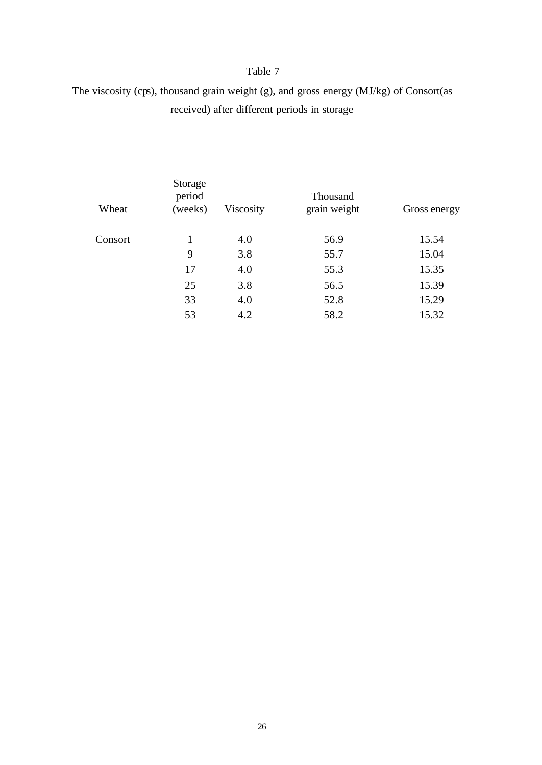Table 7

The viscosity (cps), thousand grain weight (g), and gross energy (MJ/kg) of Consort(as received) after different periods in storage

| Wheat | Storage period (weeks) | Viscosity | Thousand grain weight | Gross energy |
|---|---|---|---|---|
| Consort | 1 | 4.0 | 56.9 | 15.54 |
| | 9 | 3.8 | 55.7 | 15.04 |
| | 17 | 4.0 | 55.3 | 15.35 |
| | 25 | 3.8 | 56.5 | 15.39 |
| | 33 | 4.0 | 52.8 | 15.29 |
| | 53 | 4.2 | 58.2 | 15.32 |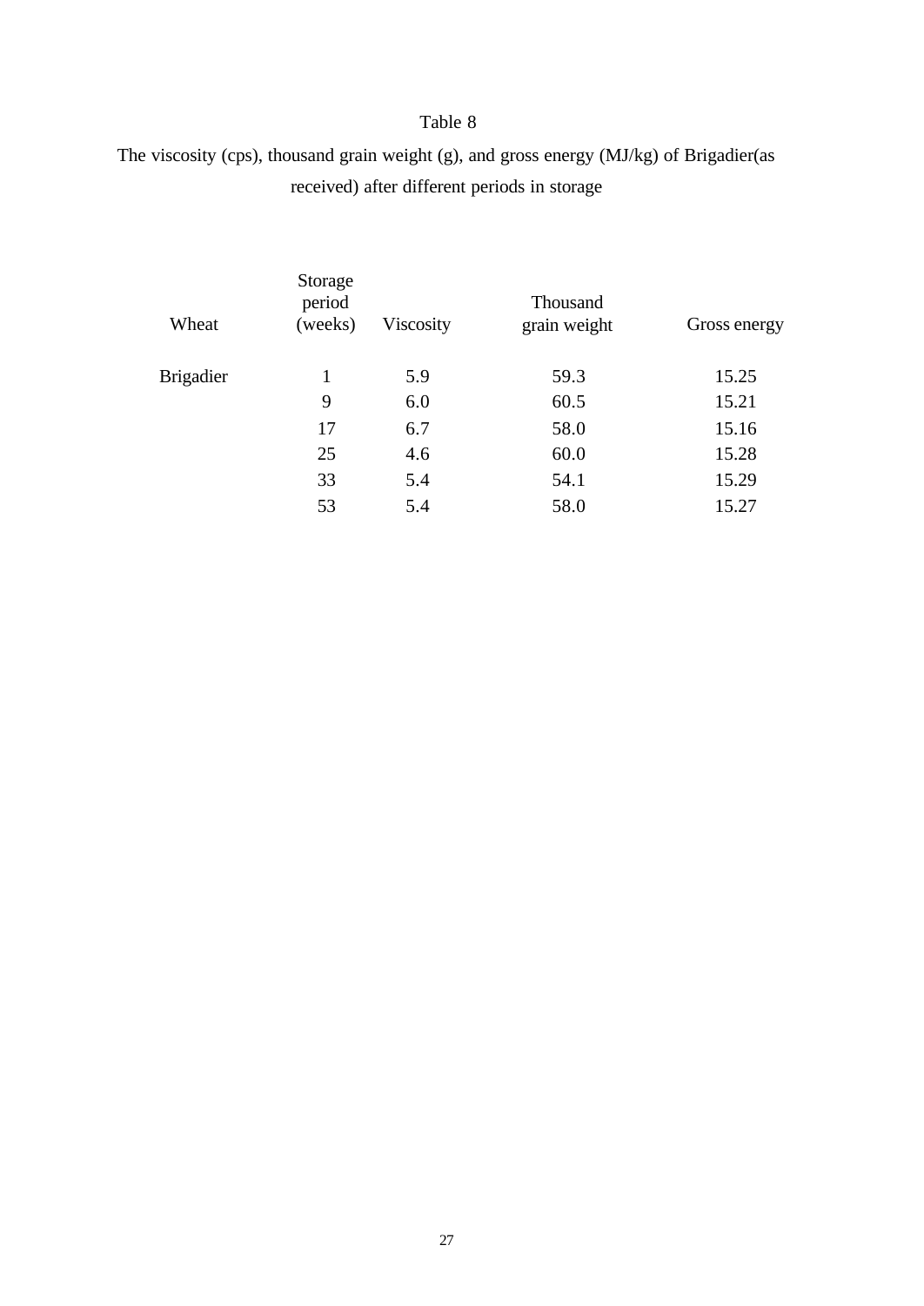Table 8

The viscosity (cps), thousand grain weight (g), and gross energy (MJ/kg) of Brigadier(as received) after different periods in storage

| Wheat | Storage period (weeks) | Viscosity | Thousand grain weight | Gross energy |
|---|---|---|---|---|
| Brigadier | 1 | 5.9 | 59.3 | 15.25 |
| | 9 | 6.0 | 60.5 | 15.21 |
| | 17 | 6.7 | 58.0 | 15.16 |
| | 25 | 4.6 | 60.0 | 15.28 |
| | 33 | 5.4 | 54.1 | 15.29 |
| | 53 | 5.4 | 58.0 | 15.27 |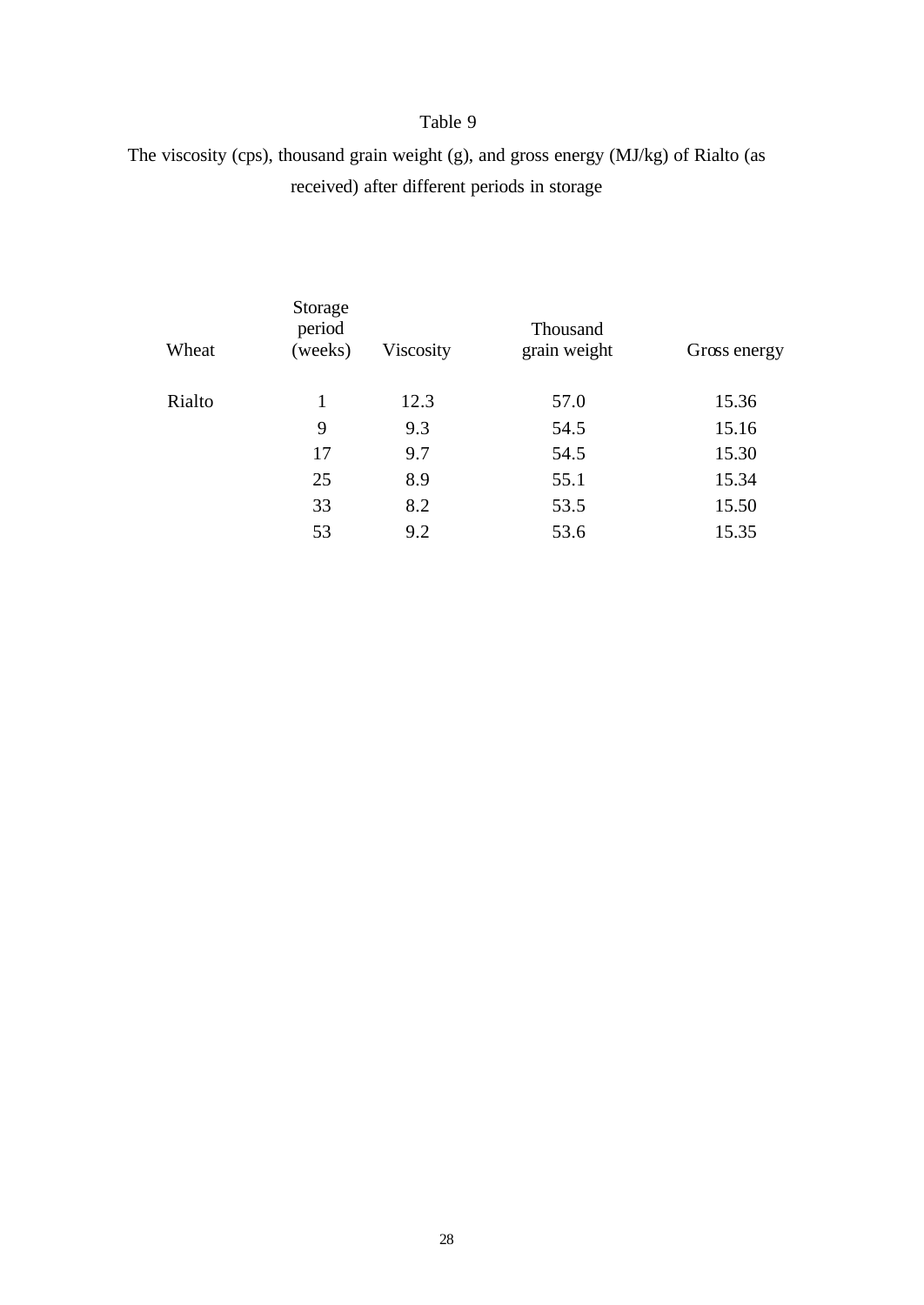Table 9

The viscosity (cps), thousand grain weight (g), and gross energy (MJ/kg) of Rialto (as received) after different periods in storage

| Wheat | Storage period (weeks) | Viscosity | Thousand grain weight | Gross energy |
|---|---|---|---|---|
| Rialto | 1 | 12.3 | 57.0 | 15.36 |
| | 9 | 9.3 | 54.5 | 15.16 |
| | 17 | 9.7 | 54.5 | 15.30 |
| | 25 | 8.9 | 55.1 | 15.34 |
| | 33 | 8.2 | 53.5 | 15.50 |
| | 53 | 9.2 | 53.6 | 15.35 |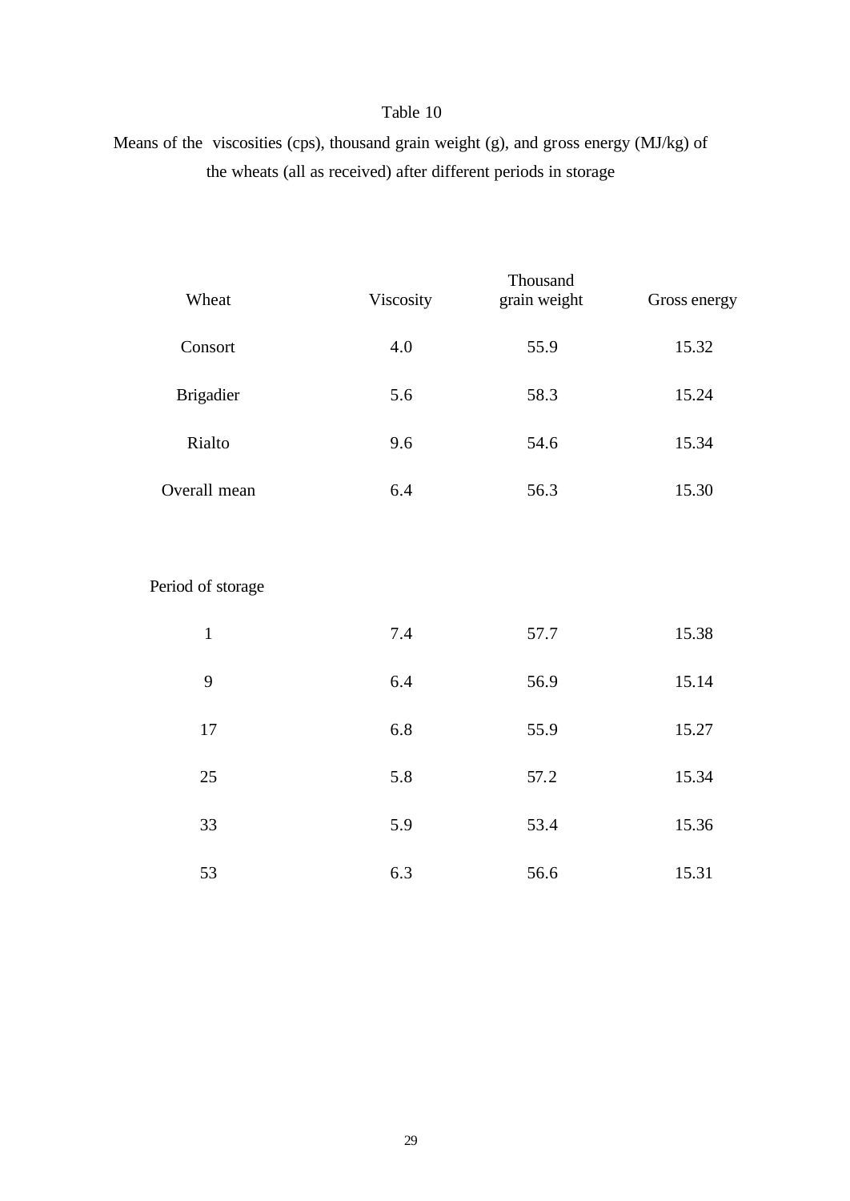Table 10

Means of the viscosities (cps), thousand grain weight (g), and gross energy (MJ/kg) of the wheats (all as received) after different periods in storage

| Wheat | Viscosity | Thousand grain weight | Gross energy |
|---|---|---|---|
| Consort | 4.0 | 55.9 | 15.32 |
| Brigadier | 5.6 | 58.3 | 15.24 |
| Rialto | 9.6 | 54.6 | 15.34 |
| Overall mean | 6.4 | 56.3 | 15.30 |
| | | | |
| Period of storage | | | |
| 1 | 7.4 | 57.7 | 15.38 |
| 9 | 6.4 | 56.9 | 15.14 |
| 17 | 6.8 | 55.9 | 15.27 |
| 25 | 5.8 | 57.2 | 15.34 |
| 33 | 5.9 | 53.4 | 15.36 |
| 53 | 6.3 | 56.6 | 15.31 |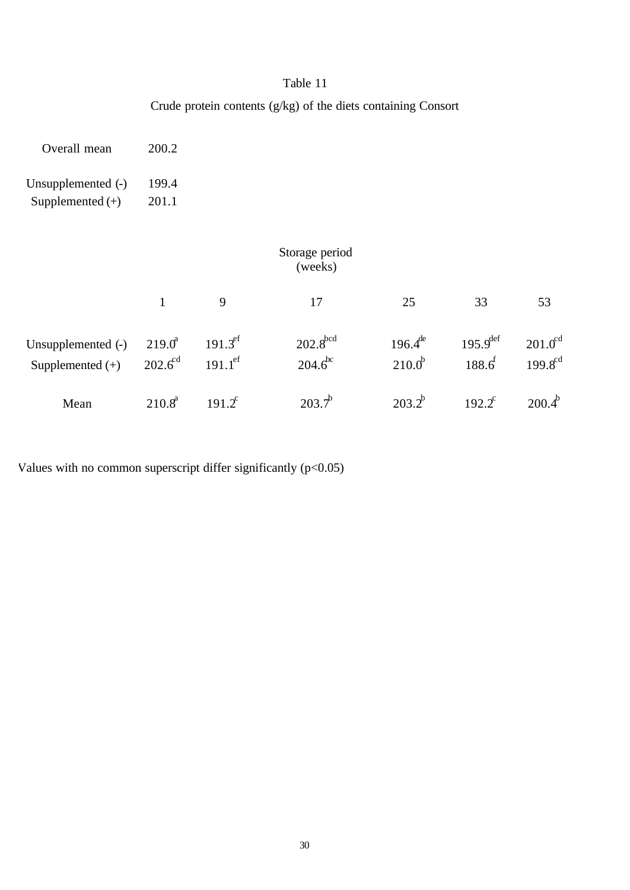Table 11

Crude protein contents (g/kg) of the diets containing Consort

| | |
|---|---|
| Overall mean | 200.2 |
| Unsupplemented (-) | 199.4 |
| Supplemented (+) | 201.1 |

| | Storage period (weeks) | | | | | |
|---|---|---|---|---|---|---|
| | 1 | 9 | 17 | 25 | 33 | 53 |
| Unsupplemented (-) | 219.0[a] | 191.3[ef] | 202.8[bcd] | 196.4[de] | 195.9[def] | 201.0[cd] |
| Supplemented (+) | 202.6[cd] | 191.1[ef] | 204.6[bc] | 210.0[b] | 188.6[f] | 199.8[cd] |
| Mean | 210.8[a] | 191.2[c] | 203.7[b] | 203.2[b] | 192.2[c] | 200.4[b] |

Values with no common superscript differ significantly ($p<0.05$)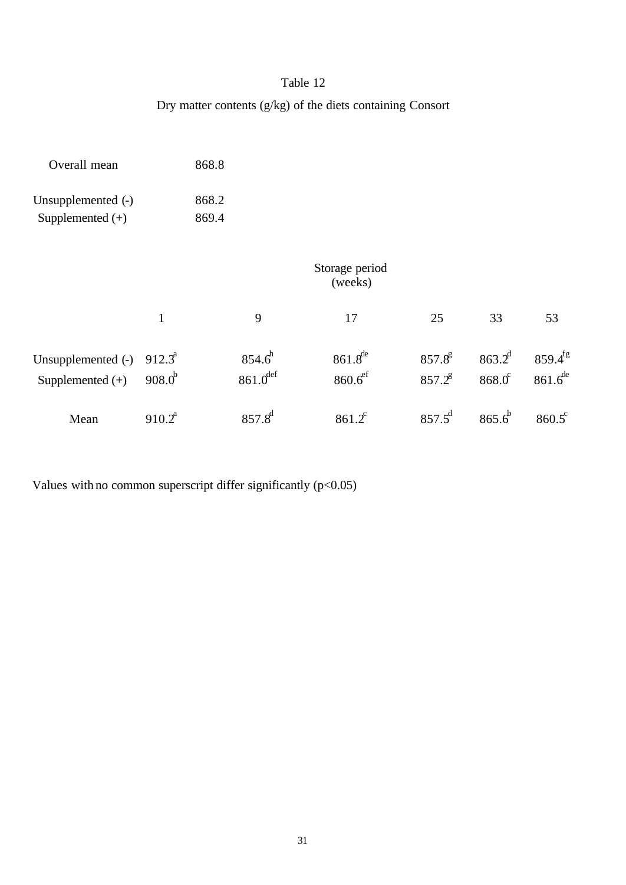Table 12

Dry matter contents (g/kg) of the diets containing Consort

| | |
|---|---|
| Overall mean | 868.8 |
| Unsupplemented (-) | 868.2 |
| Supplemented (+) | 869.4 |

| | Storage period (weeks) | | | | | |
|---|---|---|---|---|---|---|
| | 1 | 9 | 17 | 25 | 33 | 53 |
| Unsupplemented (-) | 912.3[a] | 854.6[h] | 861.8[de] | 857.8[g] | 863.2[d] | 859.4[fg] |
| Supplemented (+) | 908.0[b] | 861.0[def] | 860.6[ef] | 857.2[g] | 868.0[c] | 861.6[de] |
| Mean | 910.2[a] | 857.8[d] | 861.2[c] | 857.5[d] | 865.6[b] | 860.5[c] |

Values with no common superscript differ significantly ($p<0.05$)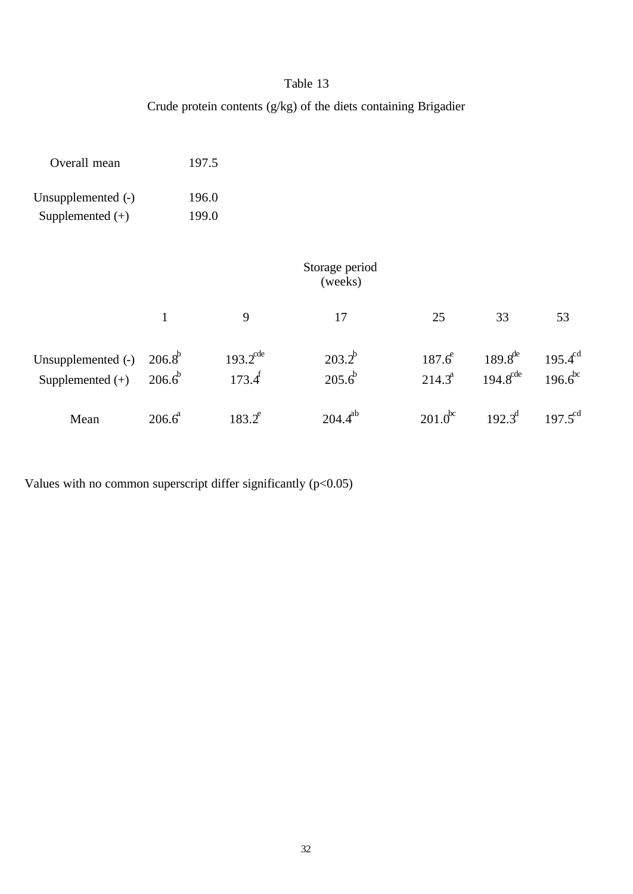Table 13

Crude protein contents (g/kg) of the diets containing Brigadier

| | |
|---|---|
| Overall mean | 197.5 |
| Unsupplemented (-) | 196.0 |
| Supplemented (+) | 199.0 |

| | Storage period (weeks) | | | | | |
|---|---|---|---|---|---|---|
| | 1 | 9 | 17 | 25 | 33 | 53 |
| Unsupplemented (-) | $206.8^{b}$ | $193.2^{cde}$ | $203.2^{b}$ | $187.6^{e}$ | $189.8^{de}$ | $195.4^{cd}$ |
| Supplemented (+) | $206.6^{b}$ | $173.4^{f}$ | $205.6^{b}$ | $214.3^{a}$ | $194.8^{cde}$ | $196.6^{bc}$ |
| Mean | $206.6^{a}$ | $183.2^{e}$ | $204.4^{ab}$ | $201.0^{bc}$ | $192.3^{d}$ | $197.5^{cd}$ |

Values with no common superscript differ significantly ($p<0.05$)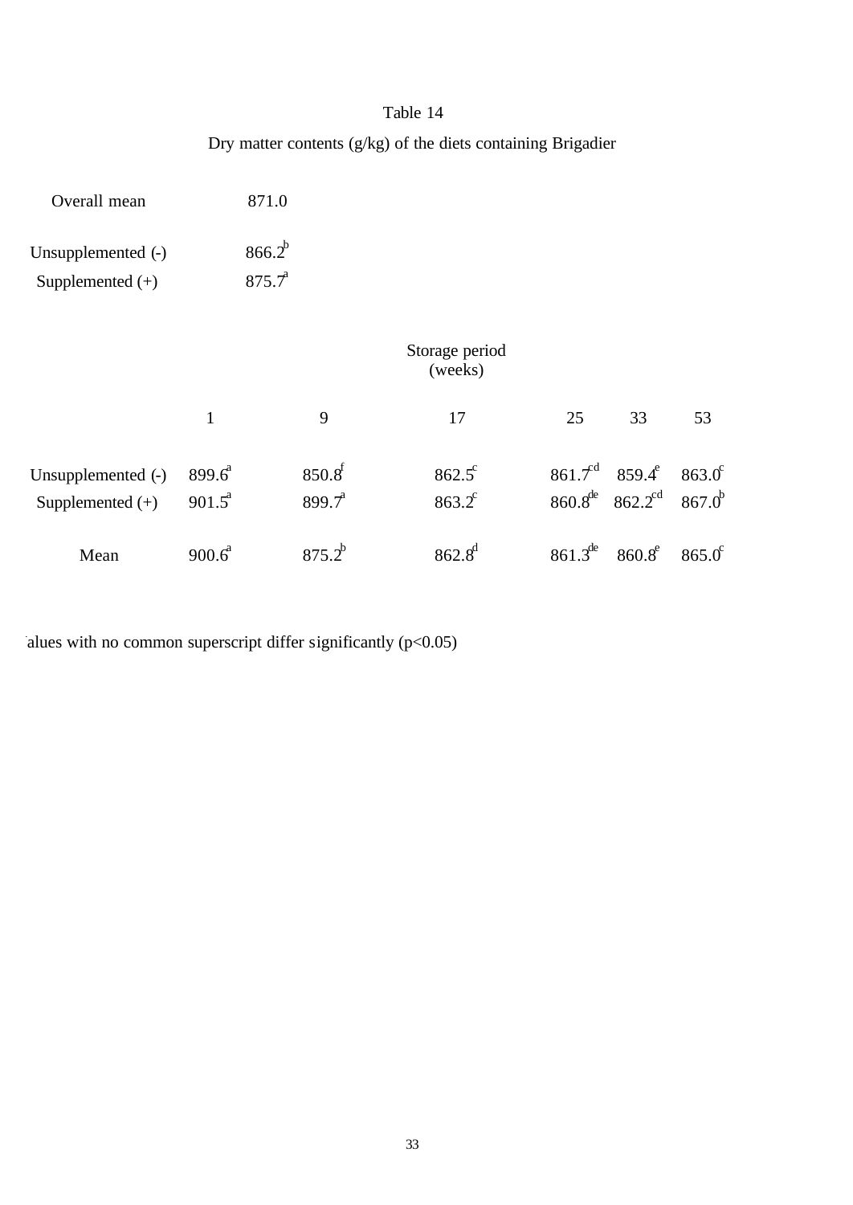Table 14

Dry matter contents (g/kg) of the diets containing Brigadier

| | |
|---|---|
| Overall mean | 871.0 |
| Unsupplemented (-) | 866.2[b] |
| Supplemented (+) | 875.7[a] |

| | Storage period (weeks) | | | | | |
|---|---|---|---|---|---|---|
| | 1 | 9 | 17 | 25 | 33 | 53 |
| Unsupplemented (-) | 899.6[a] | 850.8[f] | 862.5[c] | 861.7[cd] | 859.4[e] | 863.0[c] |
| Supplemented (+) | 901.5[a] | 899.7[a] | 863.2[c] | 860.8[de] | 862.2[cd] | 867.0[b] |
| Mean | 900.6[a] | 875.2[b] | 862.8[d] | 861.3[de] | 860.8[e] | 865.0[c] |

Values with no common superscript differ significantly ($p<0.05$)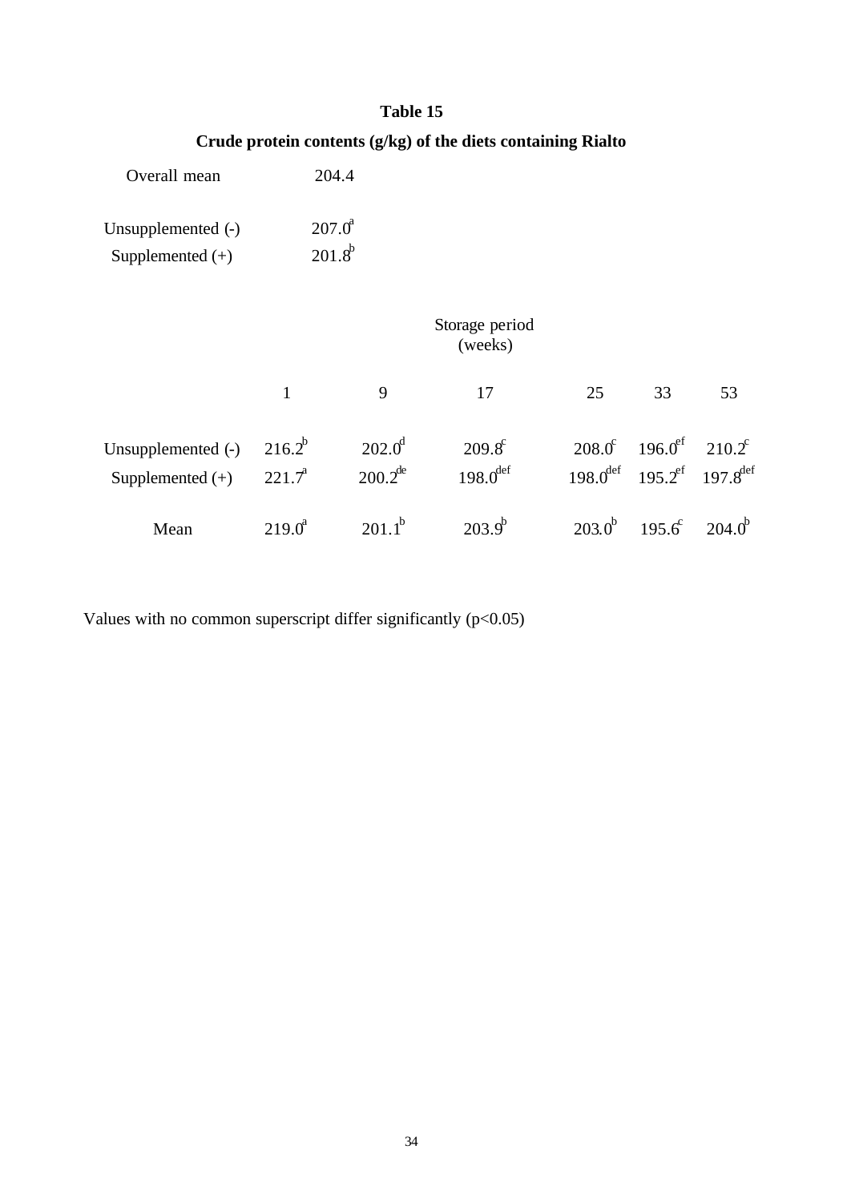**Table 15**

**Crude protein contents (g/kg) of the diets containing Rialto**

| | |
|---|---|
| Overall mean | 204.4 |
| Unsupplemented (-) | $207.0^{a}$ |
| Supplemented (+) | $201.8^{b}$ |

| | Storage period (weeks) | | | | | |
|---|---|---|---|---|---|---|
| | 1 | 9 | 17 | 25 | 33 | 53 |
| Unsupplemented (-) | $216.2^{b}$ | $202.0^{d}$ | $209.8^{c}$ | $208.0^{c}$ | $196.0^{ef}$ | $210.2^{c}$ |
| Supplemented (+) | $221.7^{a}$ | $200.2^{de}$ | $198.0^{def}$ | $198.0^{def}$ | $195.2^{ef}$ | $197.8^{def}$ |
| Mean | $219.0^{a}$ | $201.1^{b}$ | $203.9^{b}$ | $203.0^{b}$ | $195.6^{c}$ | $204.0^{b}$ |

Values with no common superscript differ significantly ($p<0.05$)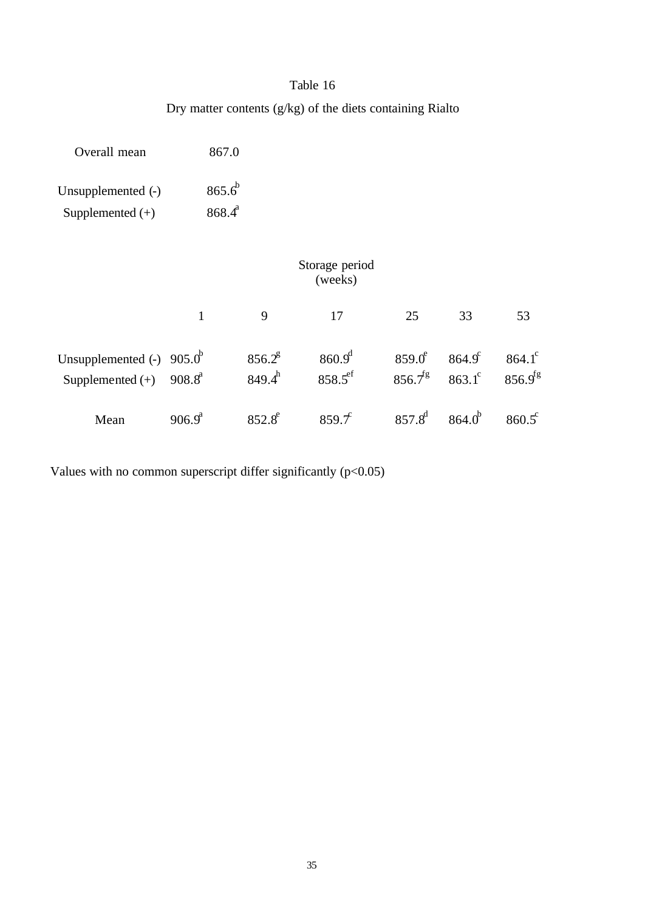Table 16

Dry matter contents (g/kg) of the diets containing Rialto

| | |
|---|---|
| Overall mean | 867.0 |
| Unsupplemented (-) | $865.6^{b}$ |
| Supplemented (+) | $868.4^{a}$ |

| | Storage period (weeks) | | | | | |
|---|---|---|---|---|---|---|
| | 1 | 9 | 17 | 25 | 33 | 53 |
| Unsupplemented (-) | $905.0^{b}$ | $856.2^{g}$ | $860.9^{d}$ | $859.0^{e}$ | $864.9^{c}$ | $864.1^{c}$ |
| Supplemented (+) | $908.8^{a}$ | $849.4^{h}$ | $858.5^{ef}$ | $856.7^{fg}$ | $863.1^{c}$ | $856.9^{fg}$ |
| Mean | $906.9^{a}$ | $852.8^{e}$ | $859.7^{c}$ | $857.8^{d}$ | $864.0^{b}$ | $860.5^{c}$ |

Values with no common superscript differ significantly ($p<0.05$)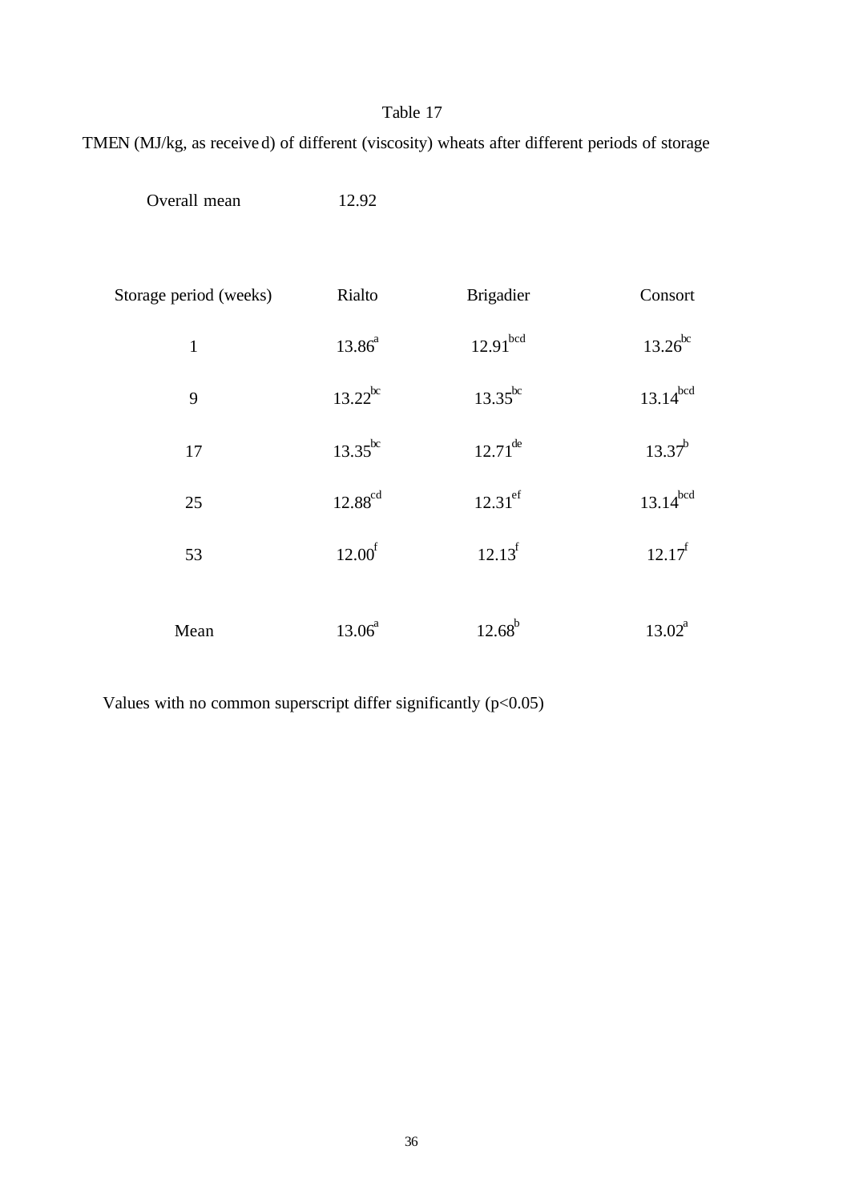Table 17

TMEN (MJ/kg, as received) of different (viscosity) wheats after different periods of storage

Overall mean 12.92

| Storage period (weeks) | Rialto | Brigadier | Consort |
|---|---|---|---|
| 1 | $13.86^{a}$ | $12.91^{bcd}$ | $13.26^{bc}$ |
| 9 | $13.22^{bc}$ | $13.35^{bc}$ | $13.14^{bcd}$ |
| 17 | $13.35^{bc}$ | $12.71^{de}$ | $13.37^{b}$ |
| 25 | $12.88^{cd}$ | $12.31^{ef}$ | $13.14^{bcd}$ |
| 53 | $12.00^{f}$ | $12.13^{f}$ | $12.17^{f}$ |
| Mean | $13.06^{a}$ | $12.68^{b}$ | $13.02^{a}$ |

Values with no common superscript differ significantly ($p<0.05$)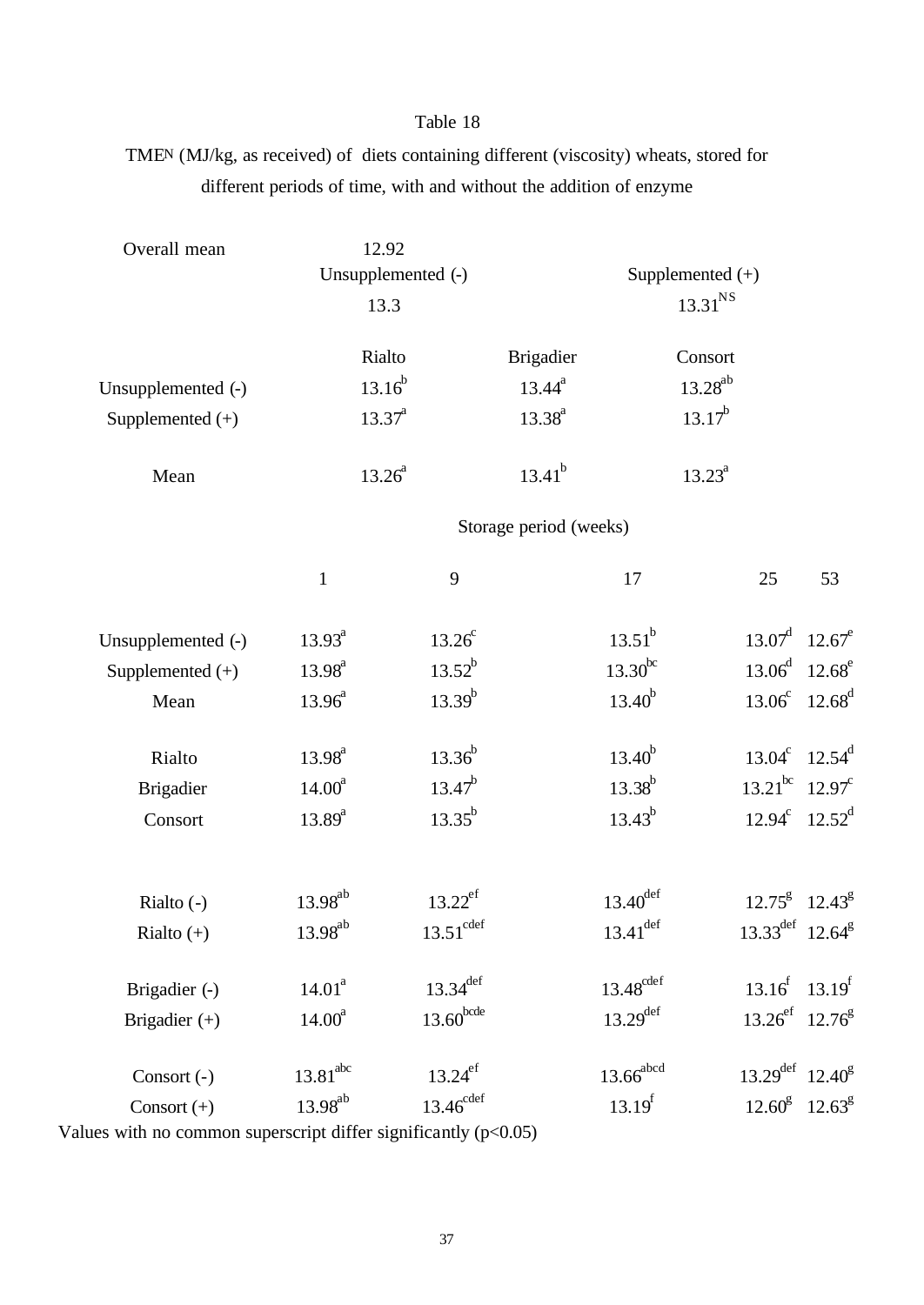Table 18

$TME_N$ (MJ/kg, as received) of diets containing different (viscosity) wheats, stored for different periods of time, with and without the addition of enzyme

| Overall mean | 12.92 | | | |
|---|---|---|---|---|
| | Unsupplemented (-) | | Supplemented (+) | |
| | 13.3 | | $13.31^{NS}$ | |

| | Rialto | Brigadier | Consort |
|---|---|---|---|
| Unsupplemented (-) | $13.16^{b}$ | $13.44^{a}$ | $13.28^{ab}$ |
| Supplemented (+) | $13.37^{a}$ | $13.38^{a}$ | $13.17^{b}$ |
| Mean | $13.26^{a}$ | $13.41^{b}$ | $13.23^{a}$ |

| | Storage period (weeks) | | | | |
|---|---|---|---|---|---|
| | 1 | 9 | 17 | 25 | 53 |
| Unsupplemented (-) | $13.93^{a}$ | $13.26^{c}$ | $13.51^{b}$ | $13.07^{d}$ | $12.67^{e}$ |
| Supplemented (+) | $13.98^{a}$ | $13.52^{b}$ | $13.30^{bc}$ | $13.06^{d}$ | $12.68^{e}$ |
| Mean | $13.96^{a}$ | $13.39^{b}$ | $13.40^{b}$ | $13.06^{c}$ | $12.68^{d}$ |
| Rialto | $13.98^{a}$ | $13.36^{b}$ | $13.40^{b}$ | $13.04^{c}$ | $12.54^{d}$ |
| Brigadier | $14.00^{a}$ | $13.47^{b}$ | $13.38^{b}$ | $13.21^{bc}$ | $12.97^{c}$ |
| Consort | $13.89^{a}$ | $13.35^{b}$ | $13.43^{b}$ | $12.94^{c}$ | $12.52^{d}$ |
| Rialto (-) | $13.98^{ab}$ | $13.22^{ef}$ | $13.40^{def}$ | $12.75^{g}$ | $12.43^{g}$ |
| Rialto (+) | $13.98^{ab}$ | $13.51^{cdef}$ | $13.41^{def}$ | $13.33^{def}$ | $12.64^{g}$ |
| Brigadier (-) | $14.01^{a}$ | $13.34^{def}$ | $13.48^{cdef}$ | $13.16^{f}$ | $13.19^{f}$ |
| Brigadier (+) | $14.00^{a}$ | $13.60^{bcde}$ | $13.29^{def}$ | $13.26^{ef}$ | $12.76^{g}$ |
| Consort (-) | $13.81^{abc}$ | $13.24^{ef}$ | $13.66^{abcd}$ | $13.29^{def}$ | $12.40^{g}$ |
| Consort (+) | $13.98^{ab}$ | $13.46^{cdef}$ | $13.19^{f}$ | $12.60^{g}$ | $12.63^{g}$ |

Values with no common superscript differ significantly ($p<0.05$)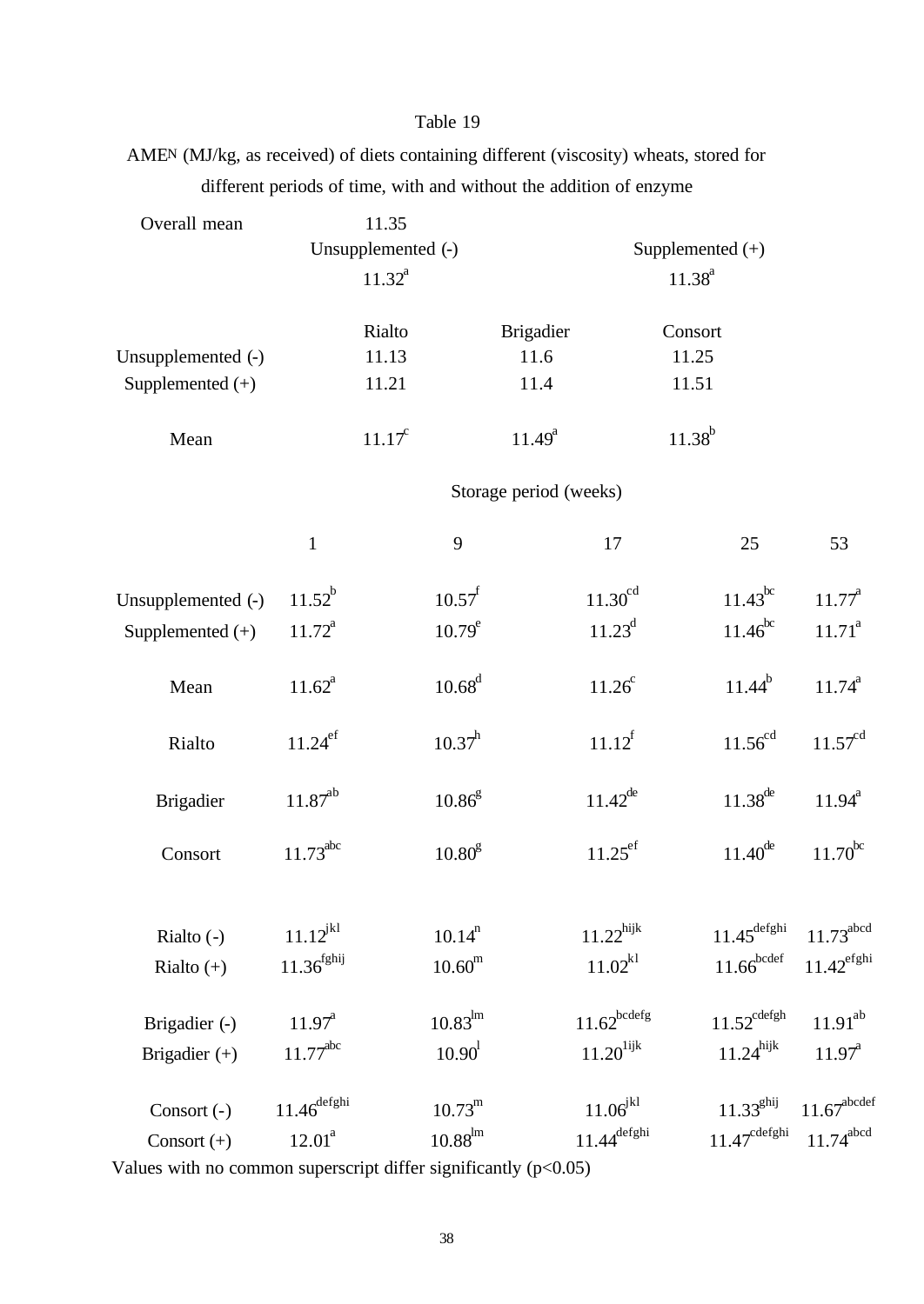Table 19

$AME_N$ (MJ/kg, as received) of diets containing different (viscosity) wheats, stored for different periods of time, with and without the addition of enzyme

| | | | |
|---|---|---|---|
| Overall mean | 11.35 | | |
| | Unsupplemented (-) | | Supplemented (+) |
| | $11.32^{a}$ | | $11.38^{a}$ |

| | Rialto | Brigadier | Consort |
|---|---|---|---|
| Unsupplemented (-) | 11.13 | 11.6 | 11.25 |
| Supplemented (+) | 11.21 | 11.4 | 11.51 |
| Mean | $11.17^{c}$ | $11.49^{a}$ | $11.38^{b}$ |

| | Storage period (weeks) | | | | |
|---|---|---|---|---|---|
| | 1 | 9 | 17 | 25 | 53 |
| Unsupplemented (-) | $11.52^{b}$ | $10.57^{f}$ | $11.30^{cd}$ | $11.43^{bc}$ | $11.77^{a}$ |
| Supplemented (+) | $11.72^{a}$ | $10.79^{e}$ | $11.23^{d}$ | $11.46^{bc}$ | $11.71^{a}$ |
| Mean | $11.62^{a}$ | $10.68^{d}$ | $11.26^{c}$ | $11.44^{b}$ | $11.74^{a}$ |
| Rialto | $11.24^{ef}$ | $10.37^{h}$ | $11.12^{f}$ | $11.56^{cd}$ | $11.57^{cd}$ |
| Brigadier | $11.87^{ab}$ | $10.86^{g}$ | $11.42^{de}$ | $11.38^{de}$ | $11.94^{a}$ |
| Consort | $11.73^{abc}$ | $10.80^{g}$ | $11.25^{ef}$ | $11.40^{de}$ | $11.70^{bc}$ |
| Rialto (-) | $11.12^{jkl}$ | $10.14^{n}$ | $11.22^{hijk}$ | $11.45^{defghi}$ | $11.73^{abcd}$ |
| Rialto (+) | $11.36^{fghij}$ | $10.60^{m}$ | $11.02^{kl}$ | $11.66^{bcdef}$ | $11.42^{efghi}$ |
| Brigadier (-) | $11.97^{a}$ | $10.83^{lm}$ | $11.62^{bcdefg}$ | $11.52^{cdefgh}$ | $11.91^{ab}$ |
| Brigadier (+) | $11.77^{abc}$ | $10.90^{l}$ | $11.20^{1ijk}$ | $11.24^{hijk}$ | $11.97^{a}$ |
| Consort (-) | $11.46^{defghi}$ | $10.73^{m}$ | $11.06^{jkl}$ | $11.33^{ghij}$ | $11.67^{abcdef}$ |
| Consort (+) | $12.01^{a}$ | $10.88^{lm}$ | $11.44^{defghi}$ | $11.47^{cdefghi}$ | $11.74^{abcd}$ |

Values with no common superscript differ significantly ($p<0.05$)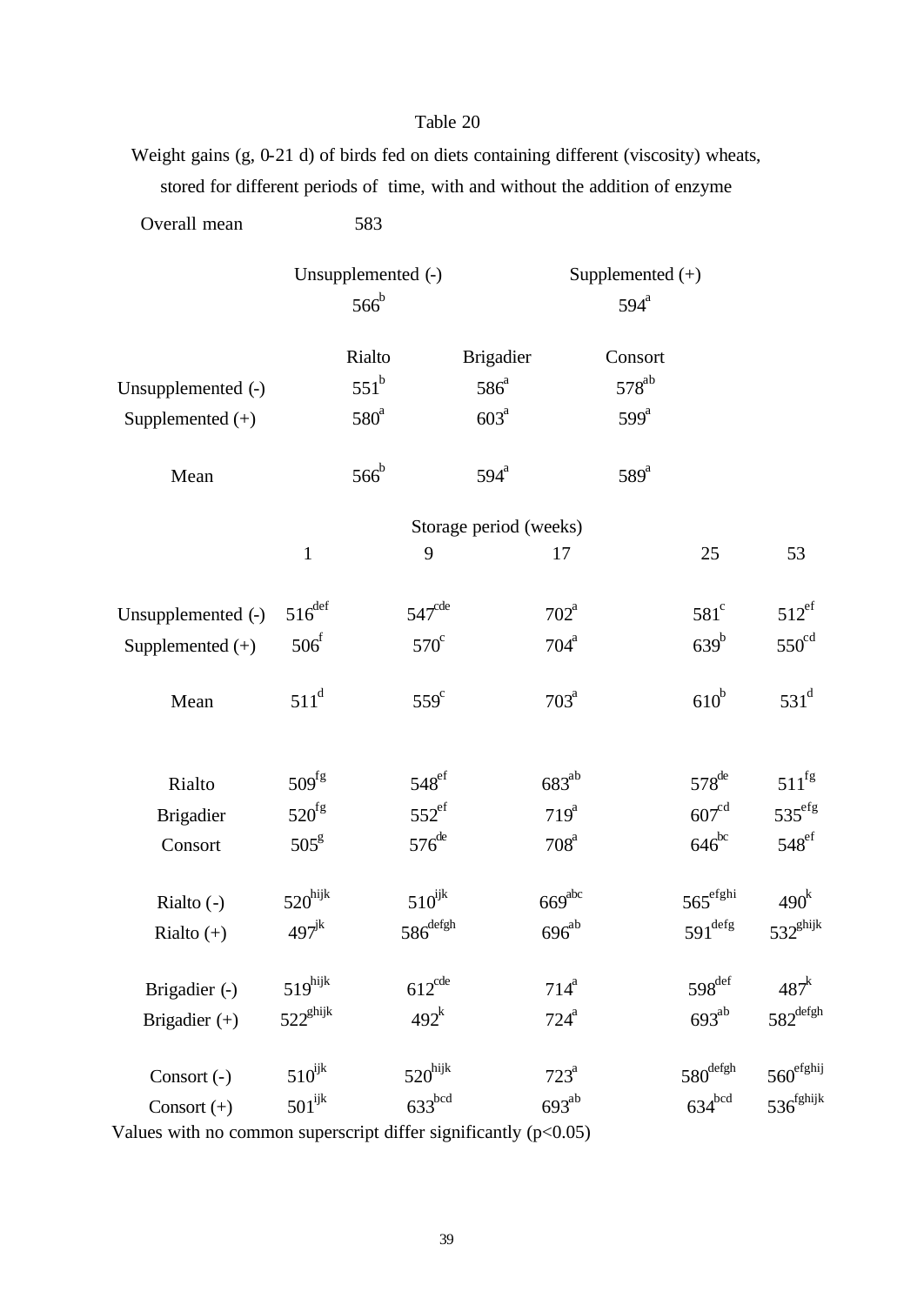Table 20

Weight gains (g, 0-21 d) of birds fed on diets containing different (viscosity) wheats, stored for different periods of time, with and without the addition of enzyme

Overall mean 583

| Unsupplemented (-) | Supplemented (+) |
|---|---|
| $566^{b}$ | $594^{a}$ |

| | Rialto | Brigadier | Consort |
|---|---|---|---|
| Unsupplemented (-) | $551^{b}$ | $586^{a}$ | $578^{ab}$ |
| Supplemented (+) | $580^{a}$ | $603^{a}$ | $599^{a}$ |
| Mean | $566^{b}$ | $594^{a}$ | $589^{a}$ |

| | Storage period (weeks) | | | | |
|---|---|---|---|---|---|
| | 1 | 9 | 17 | 25 | 53 |
| Unsupplemented (-) | $516^{def}$ | $547^{cde}$ | $702^{a}$ | $581^{c}$ | $512^{ef}$ |
| Supplemented (+) | $506^{f}$ | $570^{c}$ | $704^{a}$ | $639^{b}$ | $550^{cd}$ |
| Mean | $511^{d}$ | $559^{c}$ | $703^{a}$ | $610^{b}$ | $531^{d}$ |
| Rialto | $509^{fg}$ | $548^{ef}$ | $683^{ab}$ | $578^{de}$ | $511^{fg}$ |
| Brigadier | $520^{fg}$ | $552^{ef}$ | $719^{a}$ | $607^{cd}$ | $535^{efg}$ |
| Consort | $505^{g}$ | $576^{de}$ | $708^{a}$ | $646^{bc}$ | $548^{ef}$ |
| Rialto (-) | $520^{hijk}$ | $510^{ijk}$ | $669^{abc}$ | $565^{efghi}$ | $490^{k}$ |
| Rialto (+) | $497^{jk}$ | $586^{defgh}$ | $696^{ab}$ | $591^{defg}$ | $532^{ghijk}$ |
| Brigadier (-) | $519^{hijk}$ | $612^{cde}$ | $714^{a}$ | $598^{def}$ | $487^{k}$ |
| Brigadier (+) | $522^{ghijk}$ | $492^{k}$ | $724^{a}$ | $693^{ab}$ | $582^{defgh}$ |
| Consort (-) | $510^{ijk}$ | $520^{hijk}$ | $723^{a}$ | $580^{defgh}$ | $560^{efghij}$ |
| Consort (+) | $501^{ijk}$ | $633^{bcd}$ | $693^{ab}$ | $634^{bcd}$ | $536^{fghijk}$ |

Values with no common superscript differ significantly ($p<0.05$)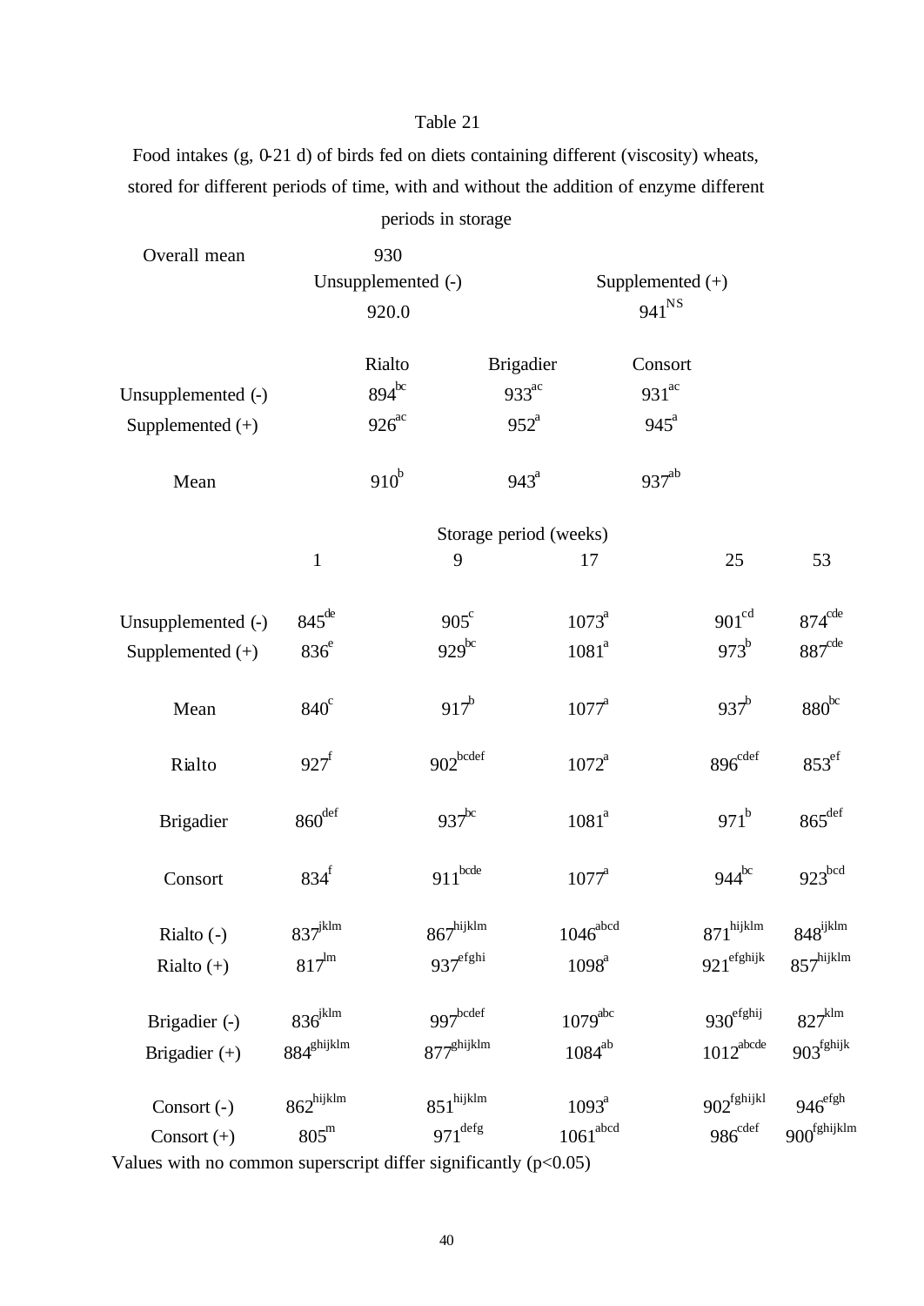Table 21

Food intakes (g, 0-21 d) of birds fed on diets containing different (viscosity) wheats, stored for different periods of time, with and without the addition of enzyme different periods in storage

| Overall mean | 930 | | |
|---|---|---|---|
| | Unsupplemented (-) | | Supplemented (+) |
| | 920.0 | | $941^{NS}$ |

| | Rialto | Brigadier | Consort |
|---|---|---|---|
| Unsupplemented (-) | $894^{bc}$ | $933^{ac}$ | $931^{ac}$ |
| Supplemented (+) | $926^{ac}$ | $952^{a}$ | $945^{a}$ |
| Mean | $910^{b}$ | $943^{a}$ | $937^{ab}$ |

| | Storage period (weeks) | | | | |
|---|---|---|---|---|---|
| | 1 | 9 | 17 | 25 | 53 |
| Unsupplemented (-) | $845^{de}$ | $905^{c}$ | $1073^{a}$ | $901^{cd}$ | $874^{cde}$ |
| Supplemented (+) | $836^{e}$ | $929^{bc}$ | $1081^{a}$ | $973^{b}$ | $887^{cde}$ |
| Mean | $840^{c}$ | $917^{b}$ | $1077^{a}$ | $937^{b}$ | $880^{bc}$ |
| Rialto | $927^{f}$ | $902^{bcdef}$ | $1072^{a}$ | $896^{cdef}$ | $853^{ef}$ |
| Brigadier | $860^{def}$ | $937^{bc}$ | $1081^{a}$ | $971^{b}$ | $865^{def}$ |
| Consort | $834^{f}$ | $911^{bcde}$ | $1077^{a}$ | $944^{bc}$ | $923^{bcd}$ |
| Rialto (-) | $837^{jklm}$ | $867^{hijklm}$ | $1046^{abcd}$ | $871^{hijklm}$ | $848^{ijklm}$ |
| Rialto (+) | $817^{lm}$ | $937^{efghi}$ | $1098^{a}$ | $921^{efghijk}$ | $857^{hijklm}$ |
| Brigadier (-) | $836^{jklm}$ | $997^{bcdef}$ | $1079^{abc}$ | $930^{efghij}$ | $827^{klm}$ |
| Brigadier (+) | $884^{ghijklm}$ | $877^{ghijklm}$ | $1084^{ab}$ | $1012^{abcde}$ | $903^{fghijk}$ |
| Consort (-) | $862^{hijklm}$ | $851^{hijklm}$ | $1093^{a}$ | $902^{fghijkl}$ | $946^{efgh}$ |
| Consort (+) | $805^{m}$ | $971^{defg}$ | $1061^{abcd}$ | $986^{cdef}$ | $900^{fghijklm}$ |

Values with no common superscript differ significantly ($p<0.05$)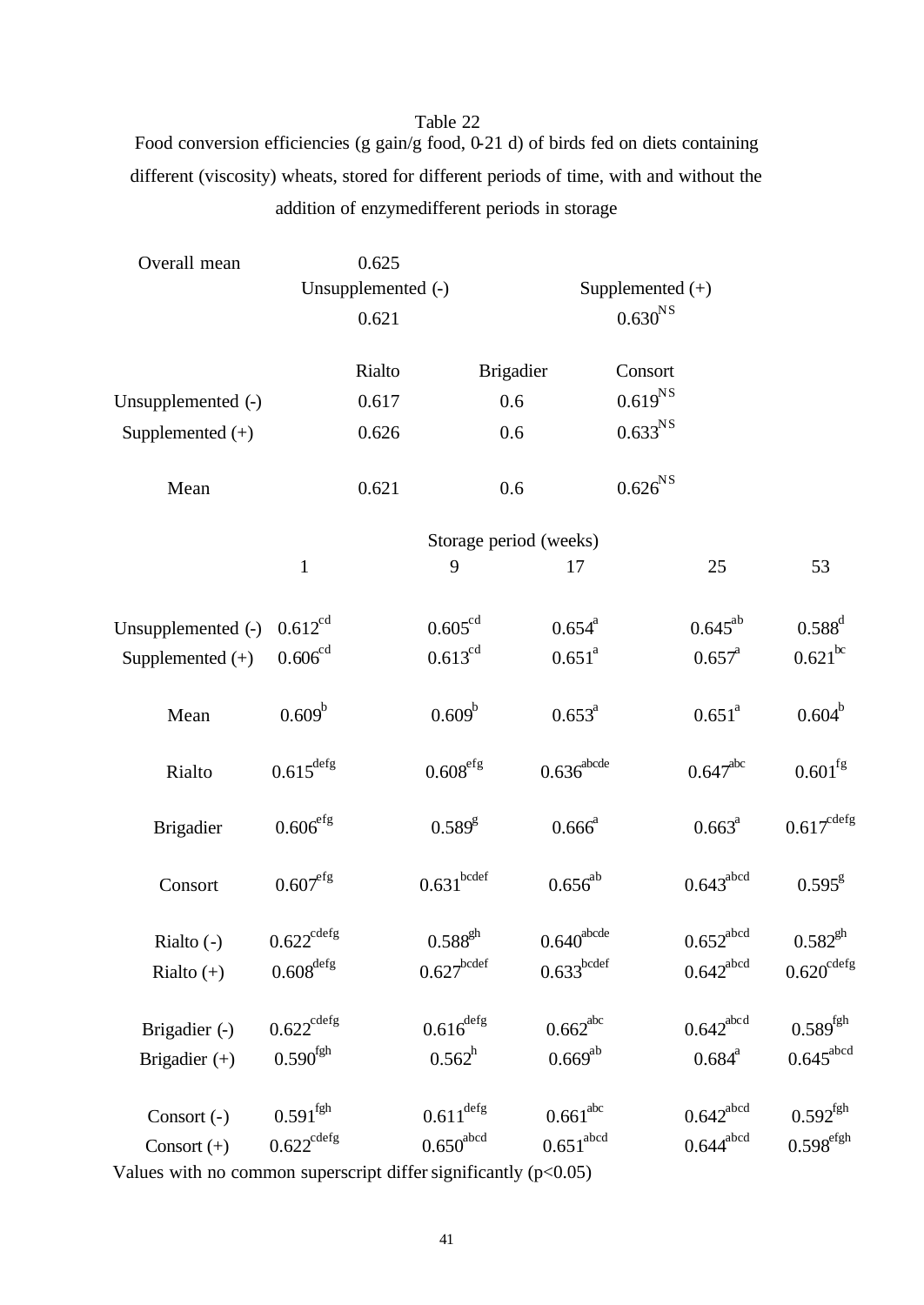Table 22

Food conversion efficiencies (g gain/g food, 0-21 d) of birds fed on diets containing different (viscosity) wheats, stored for different periods of time, with and without the addition of enzymedifferent periods in storage

| Overall mean | 0.625 | |
|---|---|---|
| | Unsupplemented (-) | Supplemented (+) |
| | 0.621 | $0.630^{NS}$ |

| | Rialto | Brigadier | Consort |
|---|---|---|---|
| Unsupplemented (-) | 0.617 | 0.6 | $0.619^{NS}$ |
| Supplemented (+) | 0.626 | 0.6 | $0.633^{NS}$ |
| Mean | 0.621 | 0.6 | $0.626^{NS}$ |

| | Storage period (weeks) | | | | |
|---|---|---|---|---|---|
| | 1 | 9 | 17 | 25 | 53 |
| Unsupplemented (-) | $0.612^{cd}$ | $0.605^{cd}$ | $0.654^{a}$ | $0.645^{ab}$ | $0.588^{d}$ |
| Supplemented (+) | $0.606^{cd}$ | $0.613^{cd}$ | $0.651^{a}$ | $0.657^{a}$ | $0.621^{bc}$ |
| Mean | $0.609^{b}$ | $0.609^{b}$ | $0.653^{a}$ | $0.651^{a}$ | $0.604^{b}$ |
| Rialto | $0.615^{defg}$ | $0.608^{efg}$ | $0.636^{abcde}$ | $0.647^{abc}$ | $0.601^{fg}$ |
| Brigadier | $0.606^{efg}$ | $0.589^{g}$ | $0.666^{a}$ | $0.663^{a}$ | $0.617^{cdefg}$ |
| Consort | $0.607^{efg}$ | $0.631^{bcdef}$ | $0.656^{ab}$ | $0.643^{abcd}$ | $0.595^{g}$ |
| Rialto (-) | $0.622^{cdefg}$ | $0.588^{gh}$ | $0.640^{abcde}$ | $0.652^{abcd}$ | $0.582^{gh}$ |
| Rialto (+) | $0.608^{defg}$ | $0.627^{bcdef}$ | $0.633^{bcdef}$ | $0.642^{abcd}$ | $0.620^{cdefg}$ |
| Brigadier (-) | $0.622^{cdefg}$ | $0.616^{defg}$ | $0.662^{abc}$ | $0.642^{abcd}$ | $0.589^{fgh}$ |
| Brigadier (+) | $0.590^{fgh}$ | $0.562^{h}$ | $0.669^{ab}$ | $0.684^{a}$ | $0.645^{abcd}$ |
| Consort (-) | $0.591^{fgh}$ | $0.611^{defg}$ | $0.661^{abc}$ | $0.642^{abcd}$ | $0.592^{fgh}$ |
| Consort (+) | $0.622^{cdefg}$ | $0.650^{abcd}$ | $0.651^{abcd}$ | $0.644^{abcd}$ | $0.598^{efgh}$ |

Values with no common superscript differ significantly ($p<0.05$)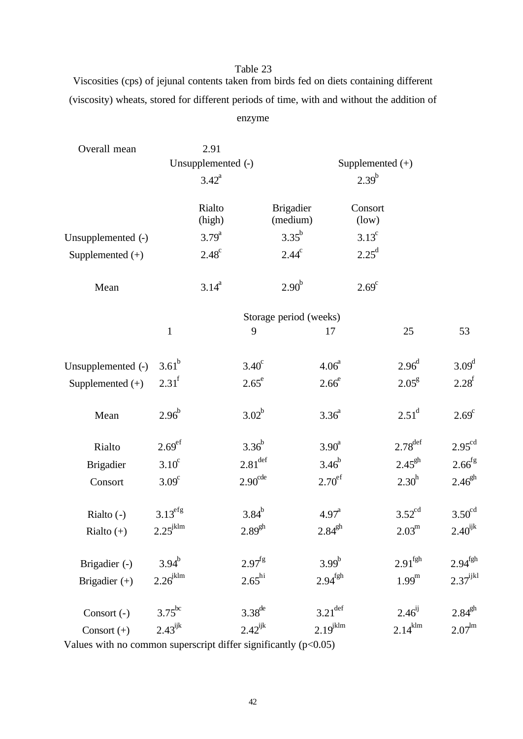Table 23

Viscosities (cps) of jejunal contents taken from birds fed on diets containing different (viscosity) wheats, stored for different periods of time, with and without the addition of enzyme

| | | | |
|---|---|---|---|
| Overall mean | 2.91 | | |
| | Unsupplemented (-) | | Supplemented (+) |
| | $3.42^{a}$ | | $2.39^{b}$ |

| | Rialto (high) | Brigadier (medium) | Consort (low) |
|---|---|---|---|
| Unsupplemented (-) | $3.79^{a}$ | $3.35^{b}$ | $3.13^{c}$ |
| Supplemented (+) | $2.48^{c}$ | $2.44^{c}$ | $2.25^{d}$ |
| Mean | $3.14^{a}$ | $2.90^{b}$ | $2.69^{c}$ |

| | Storage period (weeks) | | | | |
|---|---|---|---|---|---|
| | 1 | 9 | 17 | 25 | 53 |
| Unsupplemented (-) | $3.61^{b}$ | $3.40^{c}$ | $4.06^{a}$ | $2.96^{d}$ | $3.09^{d}$ |
| Supplemented (+) | $2.31^{f}$ | $2.65^{e}$ | $2.66^{e}$ | $2.05^{g}$ | $2.28^{f}$ |
| Mean | $2.96^{b}$ | $3.02^{b}$ | $3.36^{a}$ | $2.51^{d}$ | $2.69^{c}$ |
| Rialto | $2.69^{ef}$ | $3.36^{b}$ | $3.90^{a}$ | $2.78^{def}$ | $2.95^{cd}$ |
| Brigadier | $3.10^{c}$ | $2.81^{def}$ | $3.46^{b}$ | $2.45^{gh}$ | $2.66^{fg}$ |
| Consort | $3.09^{c}$ | $2.90^{cde}$ | $2.70^{ef}$ | $2.30^{h}$ | $2.46^{gh}$ |
| Rialto (-) | $3.13^{efg}$ | $3.84^{b}$ | $4.97^{a}$ | $3.52^{cd}$ | $3.50^{cd}$ |
| Rialto (+) | $2.25^{jklm}$ | $2.89^{gh}$ | $2.84^{gh}$ | $2.03^{m}$ | $2.40^{ijk}$ |
| Brigadier (-) | $3.94^{b}$ | $2.97^{fg}$ | $3.99^{b}$ | $2.91^{fgh}$ | $2.94^{fgh}$ |
| Brigadier (+) | $2.26^{jklm}$ | $2.65^{hi}$ | $2.94^{fgh}$ | $1.99^{m}$ | $2.37^{ijkl}$ |
| Consort (-) | $3.75^{bc}$ | $3.38^{de}$ | $3.21^{def}$ | $2.46^{ij}$ | $2.84^{gh}$ |
| Consort (+) | $2.43^{ijk}$ | $2.42^{ijk}$ | $2.19^{jklm}$ | $2.14^{klm}$ | $2.07^{lm}$ |

Values with no common superscript differ significantly ($p<0.05$)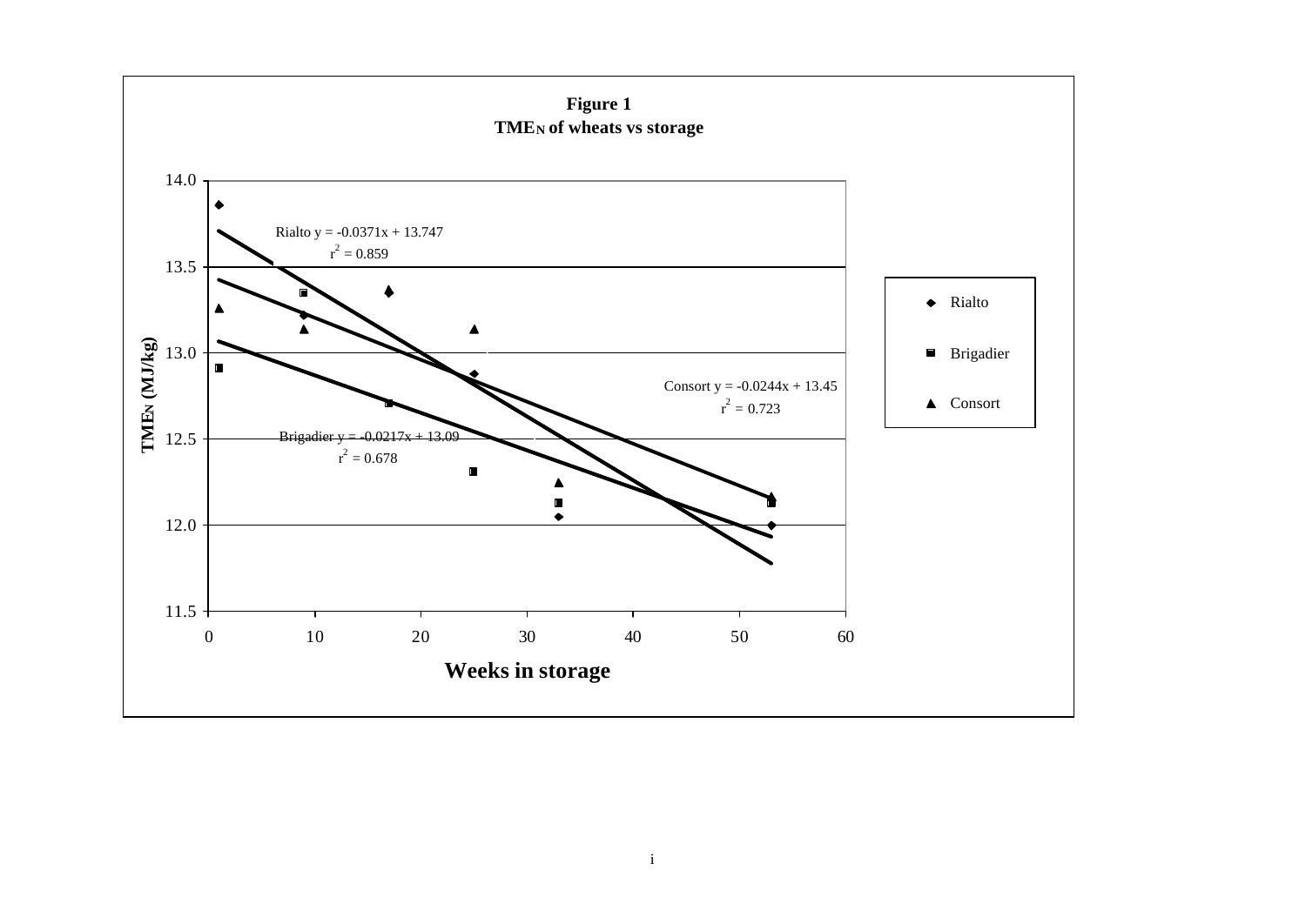**Figure 1**
**$TME_N$ of wheats vs storage**

Rialto $y = -0.0371x + 13.747$
$r^2 = 0.859$

Consort $y = -0.0244x + 13.45$
$r^2 = 0.723$

Brigadier $y = -0.0217x + 13.09$
$r^2 = 0.678$

$TME_N$ (MJ/kg)

Weeks in storage

Legend: Rialto, Brigadier, Consort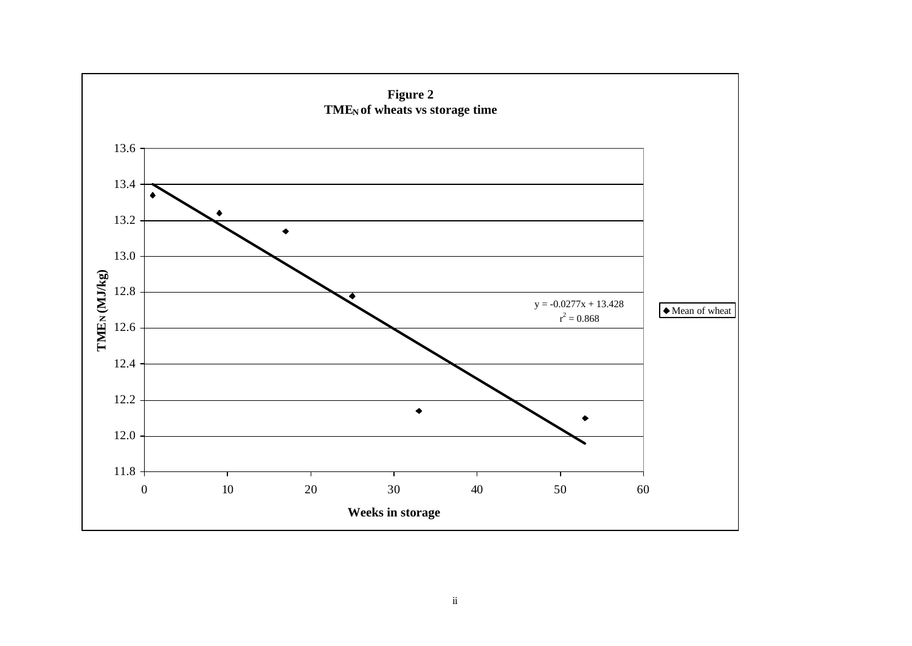**Figure 2**
**$TME_N$ of wheats vs storage time**

$$y = -0.0277x + 13.428$$
$$r^2 = 0.868$$

Y-axis: $TME_N$ (MJ/kg)

X-axis: Weeks in storage

Legend: ◆ Mean of wheat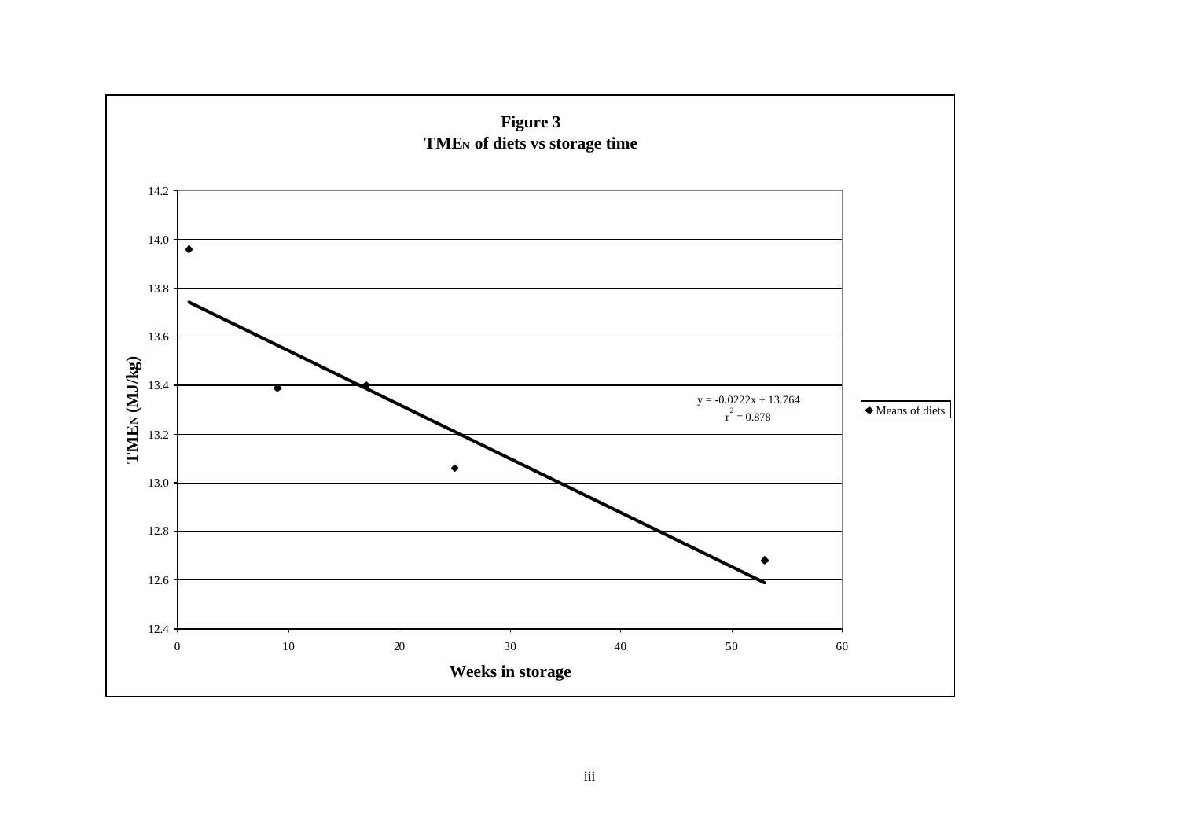**Figure 3**
**$TME_N$ of diets vs storage time**

$TME_N$ (MJ/kg)

$y = -0.0222x + 13.764$
$r^2 = 0.878$

◆ Means of diets

**Weeks in storage**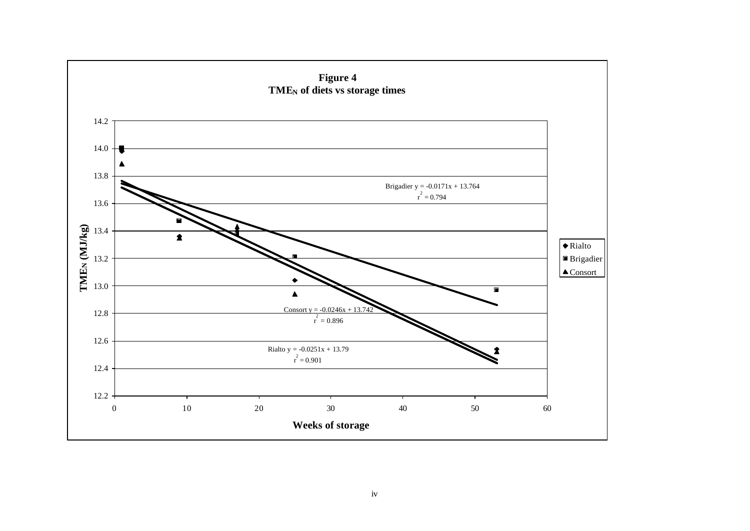**Figure 4**
**$TME_N$ of diets vs storage times**

Brigadier $y = -0.0171x + 13.764$
$r^2 = 0.794$

Consort $y = -0.0246x + 13.742$
$r^2 = 0.896$

Rialto $y = -0.0251x + 13.79$
$r^2 = 0.901$

$TME_N$ (MJ/kg)

Weeks of storage

Rialto
Brigadier
Consort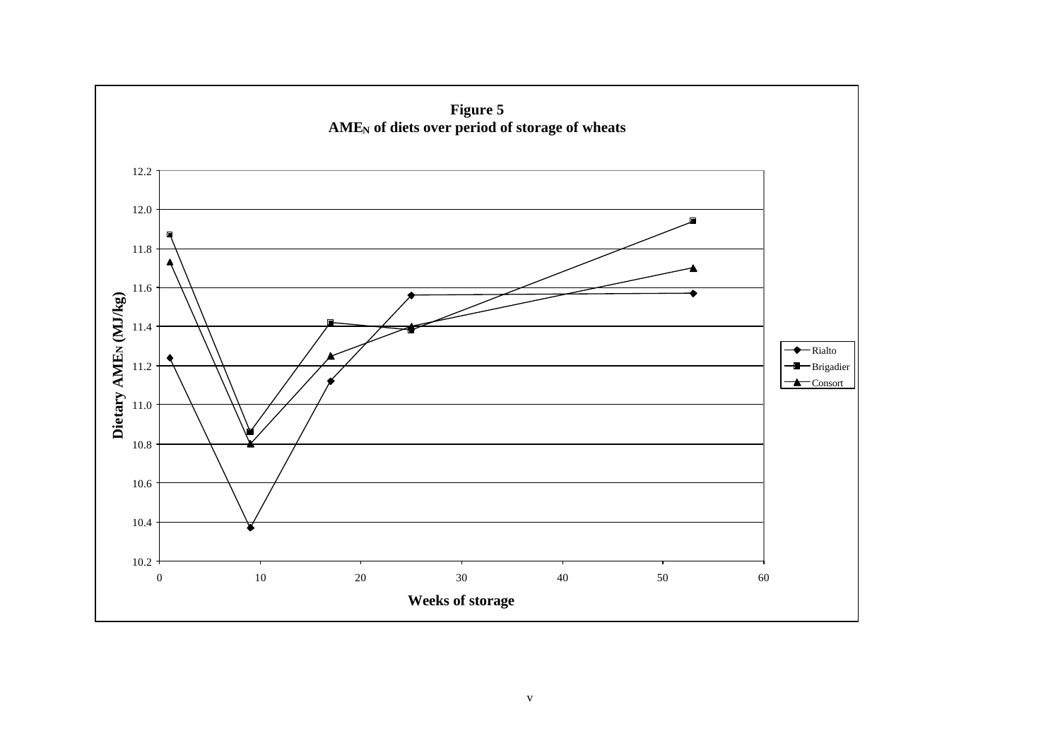**Figure 5**
**$AME_N$ of diets over period of storage of wheats**

Dietary $AME_N$ (MJ/kg)

12.2
12.0
11.8
11.6
11.4
11.2
11.0
10.8
10.6
10.4
10.2

0
10
20
30
40
50
60

Weeks of storage

Rialto
Brigadier
Consort